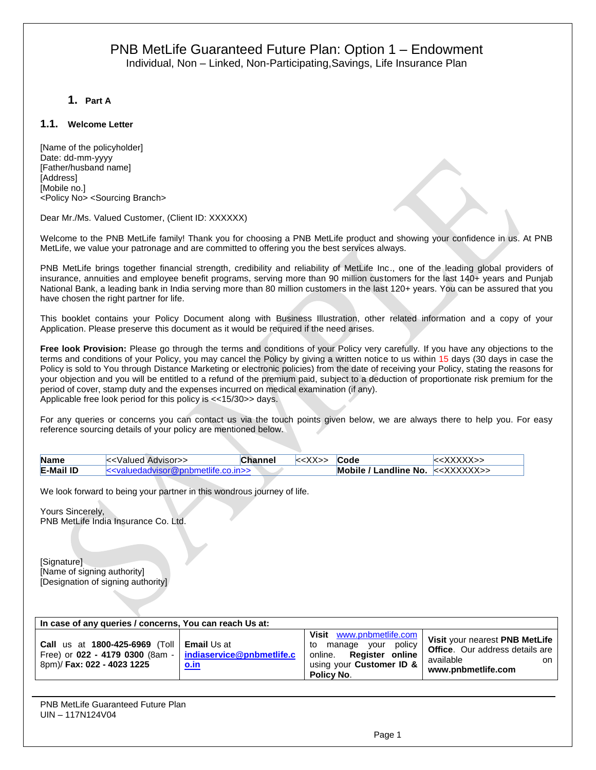# PNB MetLife Guaranteed Future Plan: Option 1 – Endowment

Individual, Non – Linked, Non-Participating,Savings, Life Insurance Plan

## 1. Part A

### 1.1. Welcome Letter

[Name of the policyholder]
Date: dd-mm-yyyy
[Father/husband name]
[Address]
[Mobile no.]
<Policy No> <Sourcing Branch>

Dear Mr./Ms. Valued Customer, (Client ID: XXXXXX)

Welcome to the PNB MetLife family! Thank you for choosing a PNB MetLife product and showing your confidence in us. At PNB MetLife, we value your patronage and are committed to offering you the best services always.

PNB MetLife brings together financial strength, credibility and reliability of MetLife Inc., one of the leading global providers of insurance, annuities and employee benefit programs, serving more than 90 million customers for the last 140+ years and Punjab National Bank, a leading bank in India serving more than 80 million customers in the last 120+ years. You can be assured that you have chosen the right partner for life.

This booklet contains your Policy Document along with Business Illustration, other related information and a copy of your Application. Please preserve this document as it would be required if the need arises.

**Free look Provision:** Please go through the terms and conditions of your Policy very carefully. If you have any objections to the terms and conditions of your Policy, you may cancel the Policy by giving a written notice to us within 15 days (30 days in case the Policy is sold to You through Distance Marketing or electronic policies) from the date of receiving your Policy, stating the reasons for your objection and you will be entitled to a refund of the premium paid, subject to a deduction of proportionate risk premium for the period of cover, stamp duty and the expenses incurred on medical examination (if any).
Applicable free look period for this policy is <<15/30>> days.

For any queries or concerns you can contact us via the touch points given below, we are always there to help you. For easy reference sourcing details of your policy are mentioned below.

| **Name** | <<Valued Advisor>> | **Channel** | <<XX>> | **Code** | <<XXXXX>> |
|---|---|---|---|---|---|
| **E-Mail ID** | <<valuedadvisor@pnbmetlife.co.in>> | | | **Mobile / Landline No.** | <<XXXXXX>> |

We look forward to being your partner in this wondrous journey of life.

Yours Sincerely,
PNB MetLife India Insurance Co. Ltd.

[Signature]
[Name of signing authority]
[Designation of signing authority]

| In case of any queries / concerns, You can reach Us at: | | | |
|---|---|---|---|
| **Call** us at **1800-425-6969** (Toll Free) or **022 - 4179 0300** (8am - 8pm)/ **Fax: 022 - 4023 1225** | **Email** Us at **indiaservice@pnbmetlife.co.in** | **Visit** www.pnbmetlife.com to manage your policy online. **Register online** using your **Customer ID & Policy No**. | **Visit** your nearest **PNB MetLife Office**. Our address details are available on **www.pnbmetlife.com** |

PNB MetLife Guaranteed Future Plan
UIN – 117N124V04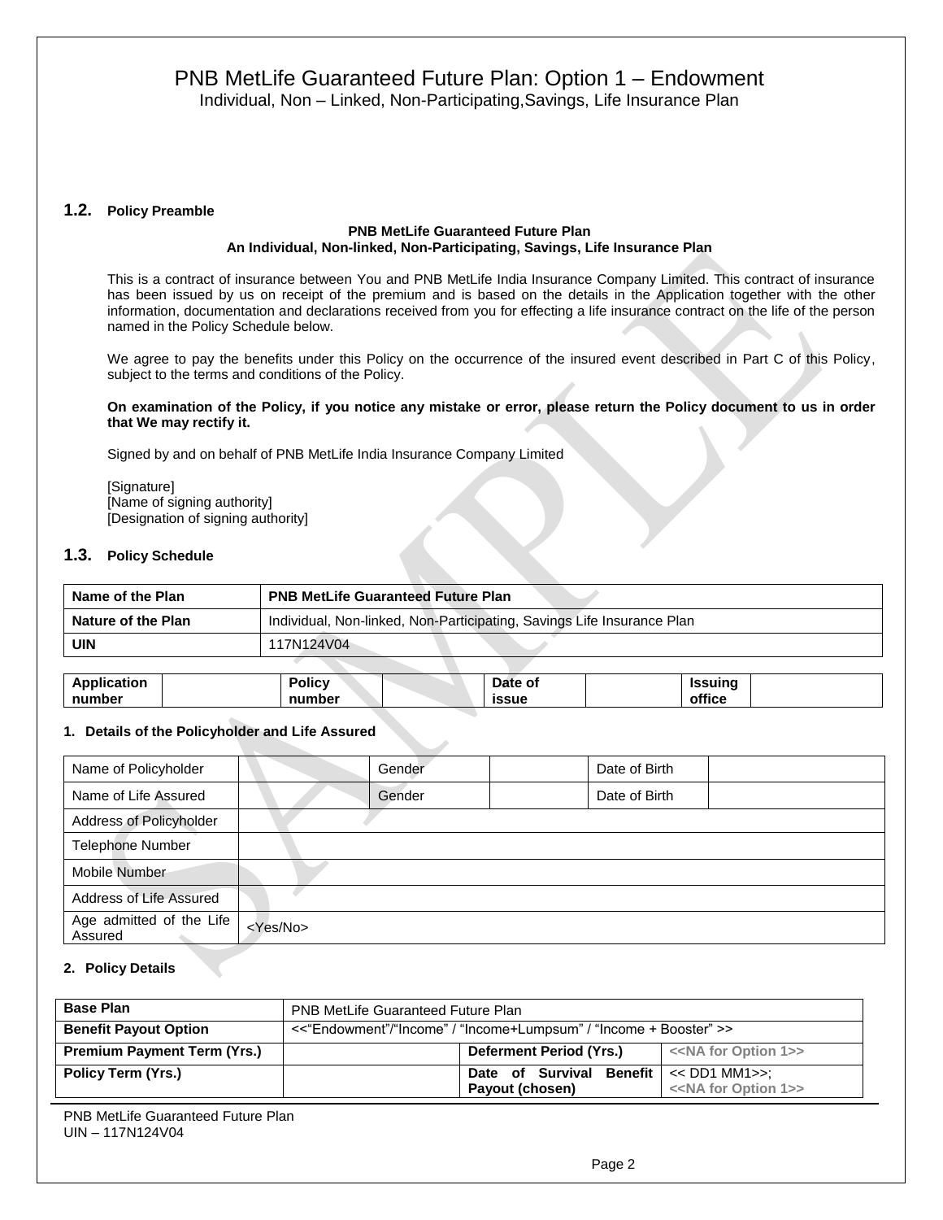# PNB MetLife Guaranteed Future Plan: Option 1 – Endowment

Individual, Non – Linked, Non-Participating,Savings, Life Insurance Plan

### 1.2. Policy Preamble

**PNB MetLife Guaranteed Future Plan**
**An Individual, Non-linked, Non-Participating, Savings, Life Insurance Plan**

This is a contract of insurance between You and PNB MetLife India Insurance Company Limited. This contract of insurance has been issued by us on receipt of the premium and is based on the details in the Application together with the other information, documentation and declarations received from you for effecting a life insurance contract on the life of the person named in the Policy Schedule below.

We agree to pay the benefits under this Policy on the occurrence of the insured event described in Part C of this Policy, subject to the terms and conditions of the Policy.

**On examination of the Policy, if you notice any mistake or error, please return the Policy document to us in order that We may rectify it.**

Signed by and on behalf of PNB MetLife India Insurance Company Limited

[Signature]
[Name of signing authority]
[Designation of signing authority]

### 1.3. Policy Schedule

| **Name of the Plan** | **PNB MetLife Guaranteed Future Plan** |
|---|---|
| **Nature of the Plan** | Individual, Non-linked, Non-Participating, Savings Life Insurance Plan |
| **UIN** | 117N124V04 |

| **Application number** | | **Policy number** | | **Date of issue** | | **Issuing office** | |
|---|---|---|---|---|---|---|---|

**1. Details of the Policyholder and Life Assured**

| Name of Policyholder | | Gender | | Date of Birth | |
|---|---|---|---|---|---|
| Name of Life Assured | | Gender | | Date of Birth | |
| Address of Policyholder | | | | | |
| Telephone Number | | | | | |
| Mobile Number | | | | | |
| Address of Life Assured | | | | | |
| Age admitted of the Life Assured | <Yes/No> | | | | |

**2. Policy Details**

| **Base Plan** | PNB MetLife Guaranteed Future Plan | | |
|---|---|---|---|
| **Benefit Payout Option** | <<"Endowment"/"Income" / "Income+Lumpsum" / "Income + Booster" >> | | |
| **Premium Payment Term (Yrs.)** | | **Deferment Period (Yrs.)** | <<NA for Option 1>> |
| **Policy Term (Yrs.)** | | **Date of Survival Benefit Payout (chosen)** | << DD1 MM1>>; <<NA for Option 1>> |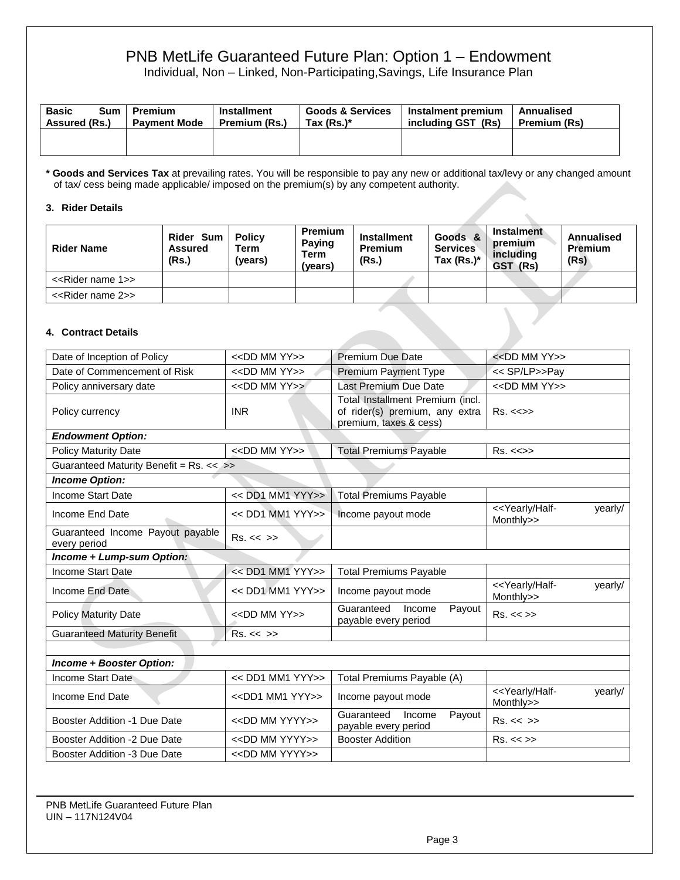# PNB MetLife Guaranteed Future Plan: Option 1 – Endowment

Individual, Non – Linked, Non-Participating,Savings, Life Insurance Plan

| Basic Sum Assured (Rs.) | Premium Payment Mode | Installment Premium (Rs.) | Goods & Services Tax (Rs.)* | Instalment premium including GST (Rs) | Annualised Premium (Rs) |
|---|---|---|---|---|---|
| | | | | | |

**\* Goods and Services Tax** at prevailing rates. You will be responsible to pay any new or additional tax/levy or any changed amount of tax/ cess being made applicable/ imposed on the premium(s) by any competent authority.

### 3. Rider Details

| Rider Name | Rider Sum Assured (Rs.) | Policy Term (years) | Premium Paying Term (years) | Installment Premium (Rs.) | Goods & Services Tax (Rs.)* | Instalment premium including GST (Rs) | Annualised Premium (Rs) |
|---|---|---|---|---|---|---|---|
| <<Rider name 1>> | | | | | | | |
| <<Rider name 2>> | | | | | | | |

### 4. Contract Details

| | | | |
|---|---|---|---|
| Date of Inception of Policy | <<DD MM YY>> | Premium Due Date | <<DD MM YY>> |
| Date of Commencement of Risk | <<DD MM YY>> | Premium Payment Type | << SP/LP>>Pay |
| Policy anniversary date | <<DD MM YY>> | Last Premium Due Date | <<DD MM YY>> |
| Policy currency | INR | Total Installment Premium (incl. of rider(s) premium, any extra premium, taxes & cess) | Rs. <<>> |
| ***Endowment Option:*** | | | |
| Policy Maturity Date | <<DD MM YY>> | Total Premiums Payable | Rs. <<>> |
| Guaranteed Maturity Benefit = Rs. << >> | | | |
| ***Income Option:*** | | | |
| Income Start Date | << DD1 MM1 YYY>> | Total Premiums Payable | |
| Income End Date | << DD1 MM1 YYY>> | Income payout mode | <<Yearly/Half-yearly/ Monthly>> |
| Guaranteed Income Payout payable every period | Rs. << >> | | |
| ***Income + Lump-sum Option:*** | | | |
| Income Start Date | << DD1 MM1 YYY>> | Total Premiums Payable | |
| Income End Date | << DD1 MM1 YYY>> | Income payout mode | <<Yearly/Half-yearly/ Monthly>> |
| Policy Maturity Date | <<DD MM YY>> | Guaranteed Income Payout payable every period | Rs. << >> |
| Guaranteed Maturity Benefit | Rs. << >> | | |
| | | | |
| ***Income + Booster Option:*** | | | |
| Income Start Date | << DD1 MM1 YYY>> | Total Premiums Payable (A) | |
| Income End Date | <<DD1 MM1 YYY>> | Income payout mode | <<Yearly/Half-yearly/ Monthly>> |
| Booster Addition -1 Due Date | <<DD MM YYYY>> | Guaranteed Income Payout payable every period | Rs. << >> |
| Booster Addition -2 Due Date | <<DD MM YYYY>> | Booster Addition | Rs. << >> |
| Booster Addition -3 Due Date | <<DD MM YYYY>> | | |

PNB MetLife Guaranteed Future Plan
UIN – 117N124V04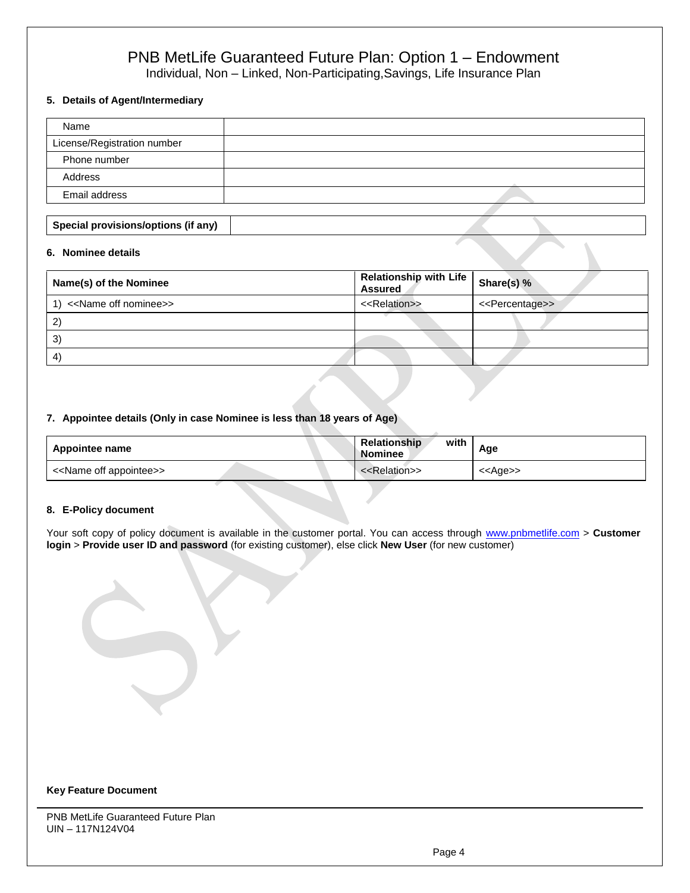# PNB MetLife Guaranteed Future Plan: Option 1 – Endowment

Individual, Non – Linked, Non-Participating,Savings, Life Insurance Plan

**5. Details of Agent/Intermediary**

| Name | |
|---|---|
| License/Registration number | |
| Phone number | |
| Address | |
| Email address | |

| **Special provisions/options (if any)** | |
|---|---|

**6. Nominee details**

| Name(s) of the Nominee | Relationship with Life Assured | Share(s) % |
|---|---|---|
| 1) <<Name off nominee>> | <<Relation>> | <<Percentage>> |
| 2) | | |
| 3) | | |
| 4) | | |

**7. Appointee details (Only in case Nominee is less than 18 years of Age)**

| Appointee name | Relationship with Nominee | Age |
|---|---|---|
| <<Name off appointee>> | <<Relation>> | <<Age>> |

**8. E-Policy document**

Your soft copy of policy document is available in the customer portal. You can access through www.pnbmetlife.com > **Customer login** > **Provide user ID and password** (for existing customer), else click **New User** (for new customer)

**Key Feature Document**

PNB MetLife Guaranteed Future Plan
UIN – 117N124V04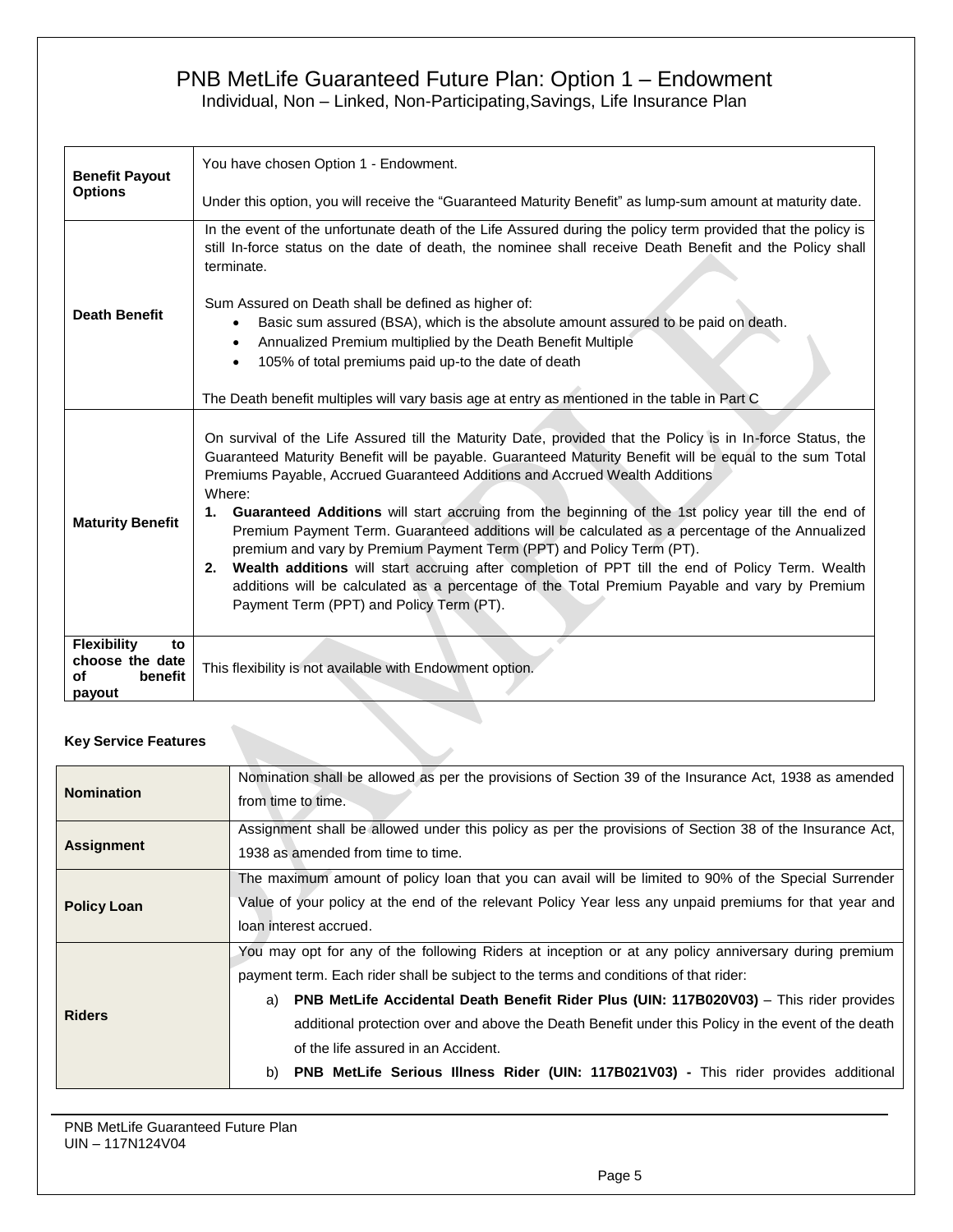# PNB MetLife Guaranteed Future Plan: Option 1 – Endowment

Individual, Non – Linked, Non-Participating,Savings, Life Insurance Plan

| | |
|---|---|
| **Benefit Payout Options** | You have chosen Option 1 - Endowment.<br><br>Under this option, you will receive the "Guaranteed Maturity Benefit" as lump-sum amount at maturity date. |
| **Death Benefit** | In the event of the unfortunate death of the Life Assured during the policy term provided that the policy is still In-force status on the date of death, the nominee shall receive Death Benefit and the Policy shall terminate.<br><br>Sum Assured on Death shall be defined as higher of:<br>• Basic sum assured (BSA), which is the absolute amount assured to be paid on death.<br>• Annualized Premium multiplied by the Death Benefit Multiple<br>• 105% of total premiums paid up-to the date of death<br><br>The Death benefit multiples will vary basis age at entry as mentioned in the table in Part C |
| **Maturity Benefit** | On survival of the Life Assured till the Maturity Date, provided that the Policy is in In-force Status, the Guaranteed Maturity Benefit will be payable. Guaranteed Maturity Benefit will be equal to the sum Total Premiums Payable, Accrued Guaranteed Additions and Accrued Wealth Additions<br>Where:<br>1. **Guaranteed Additions** will start accruing from the beginning of the 1st policy year till the end of Premium Payment Term. Guaranteed additions will be calculated as a percentage of the Annualized premium and vary by Premium Payment Term (PPT) and Policy Term (PT).<br>2. **Wealth additions** will start accruing after completion of PPT till the end of Policy Term. Wealth additions will be calculated as a percentage of the Total Premium Payable and vary by Premium Payment Term (PPT) and Policy Term (PT). |
| **Flexibility to choose the date of benefit payout** | This flexibility is not available with Endowment option. |

**Key Service Features**

| | |
|---|---|
| **Nomination** | Nomination shall be allowed as per the provisions of Section 39 of the Insurance Act, 1938 as amended from time to time. |
| **Assignment** | Assignment shall be allowed under this policy as per the provisions of Section 38 of the Insurance Act, 1938 as amended from time to time. |
| **Policy Loan** | The maximum amount of policy loan that you can avail will be limited to 90% of the Special Surrender Value of your policy at the end of the relevant Policy Year less any unpaid premiums for that year and loan interest accrued. |
| **Riders** | You may opt for any of the following Riders at inception or at any policy anniversary during premium payment term. Each rider shall be subject to the terms and conditions of that rider:<br>a) **PNB MetLife Accidental Death Benefit Rider Plus (UIN: 117B020V03)** – This rider provides additional protection over and above the Death Benefit under this Policy in the event of the death of the life assured in an Accident.<br>b) **PNB MetLife Serious Illness Rider (UIN: 117B021V03) -** This rider provides additional |

PNB MetLife Guaranteed Future Plan
UIN – 117N124V04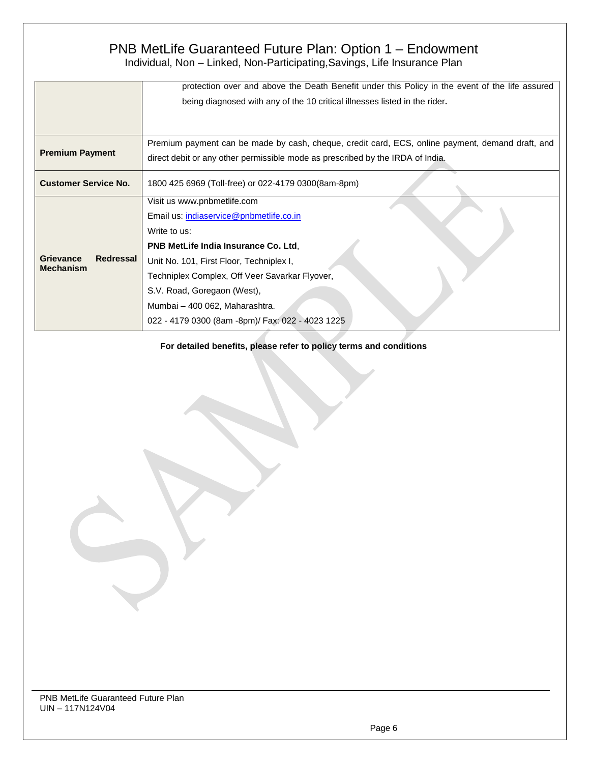|  |  |
|---|---|
|  | protection over and above the Death Benefit under this Policy in the event of the life assured being diagnosed with any of the 10 critical illnesses listed in the rider**.** |
| **Premium Payment** | Premium payment can be made by cash, cheque, credit card, ECS, online payment, demand draft, and direct debit or any other permissible mode as prescribed by the IRDA of India. |
| **Customer Service No.** | 1800 425 6969 (Toll-free) or 022-4179 0300(8am-8pm) |
| **Grievance Redressal Mechanism** | Visit us www.pnbmetlife.com<br>Email us: indiaservice@pnbmetlife.co.in<br>Write to us:<br>**PNB MetLife India Insurance Co. Ltd**,<br>Unit No. 101, First Floor, Techniplex I,<br>Techniplex Complex, Off Veer Savarkar Flyover,<br>S.V. Road, Goregaon (West),<br>Mumbai – 400 062, Maharashtra.<br>022 - 4179 0300 (8am -8pm)/ Fax: 022 - 4023 1225 |

**For detailed benefits, please refer to policy terms and conditions**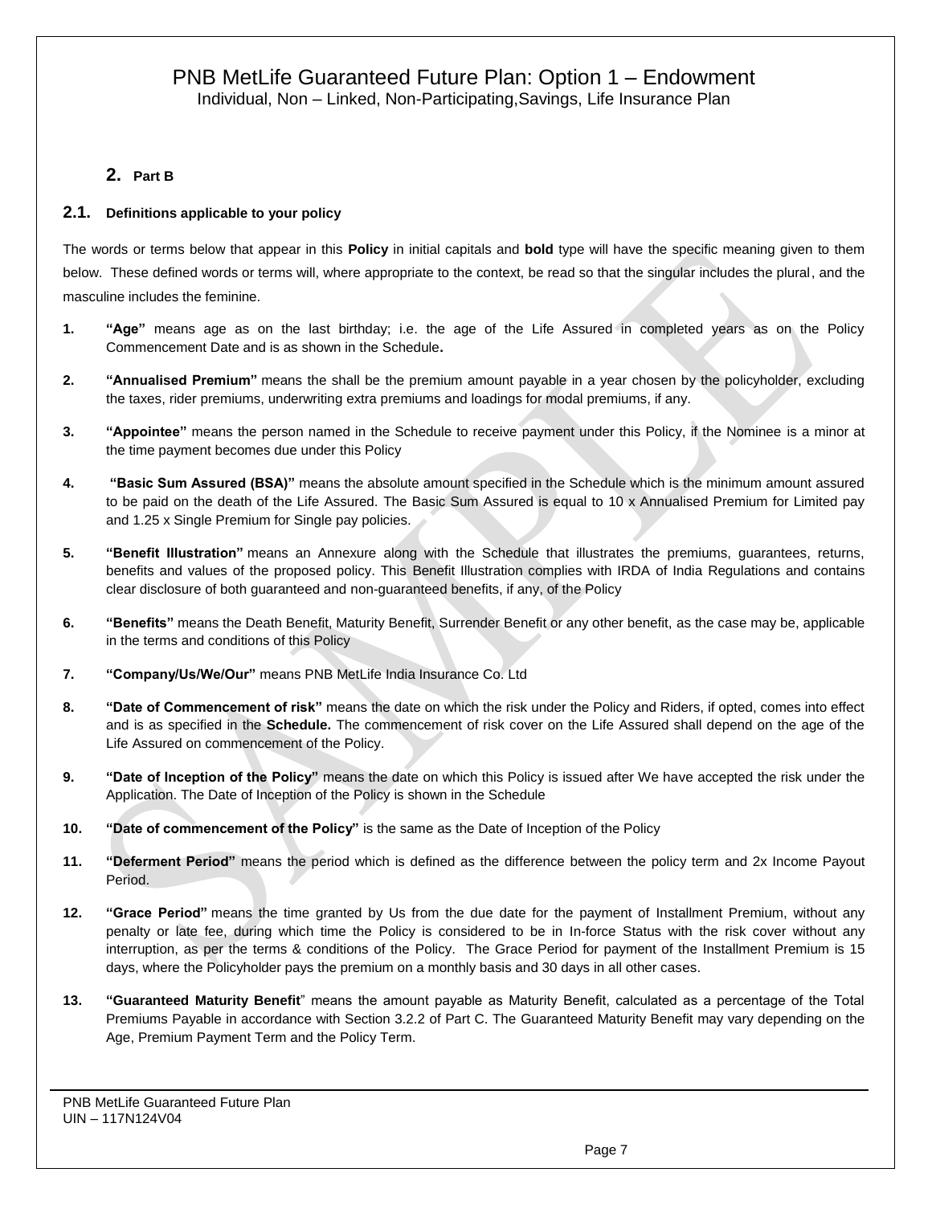## 2. Part B

### 2.1. Definitions applicable to your policy

The words or terms below that appear in this **Policy** in initial capitals and **bold** type will have the specific meaning given to them below. These defined words or terms will, where appropriate to the context, be read so that the singular includes the plural, and the masculine includes the feminine.

1. **"Age"** means age as on the last birthday; i.e. the age of the Life Assured in completed years as on the Policy Commencement Date and is as shown in the Schedule**.**

2. **"Annualised Premium"** means the shall be the premium amount payable in a year chosen by the policyholder, excluding the taxes, rider premiums, underwriting extra premiums and loadings for modal premiums, if any.

3. **"Appointee"** means the person named in the Schedule to receive payment under this Policy, if the Nominee is a minor at the time payment becomes due under this Policy

4. **"Basic Sum Assured (BSA)"** means the absolute amount specified in the Schedule which is the minimum amount assured to be paid on the death of the Life Assured. The Basic Sum Assured is equal to 10 x Annualised Premium for Limited pay and 1.25 x Single Premium for Single pay policies.

5. **"Benefit Illustration"** means an Annexure along with the Schedule that illustrates the premiums, guarantees, returns, benefits and values of the proposed policy. This Benefit Illustration complies with IRDA of India Regulations and contains clear disclosure of both guaranteed and non-guaranteed benefits, if any, of the Policy

6. **"Benefits"** means the Death Benefit, Maturity Benefit, Surrender Benefit or any other benefit, as the case may be, applicable in the terms and conditions of this Policy

7. **"Company/Us/We/Our"** means PNB MetLife India Insurance Co. Ltd

8. **"Date of Commencement of risk"** means the date on which the risk under the Policy and Riders, if opted, comes into effect and is as specified in the **Schedule.** The commencement of risk cover on the Life Assured shall depend on the age of the Life Assured on commencement of the Policy.

9. **"Date of Inception of the Policy"** means the date on which this Policy is issued after We have accepted the risk under the Application. The Date of Inception of the Policy is shown in the Schedule

10. **"Date of commencement of the Policy"** is the same as the Date of Inception of the Policy

11. **"Deferment Period"** means the period which is defined as the difference between the policy term and 2x Income Payout Period.

12. **"Grace Period"** means the time granted by Us from the due date for the payment of Installment Premium, without any penalty or late fee, during which time the Policy is considered to be in In-force Status with the risk cover without any interruption, as per the terms & conditions of the Policy. The Grace Period for payment of the Installment Premium is 15 days, where the Policyholder pays the premium on a monthly basis and 30 days in all other cases.

13. **"Guaranteed Maturity Benefit"** means the amount payable as Maturity Benefit, calculated as a percentage of the Total Premiums Payable in accordance with Section 3.2.2 of Part C. The Guaranteed Maturity Benefit may vary depending on the Age, Premium Payment Term and the Policy Term.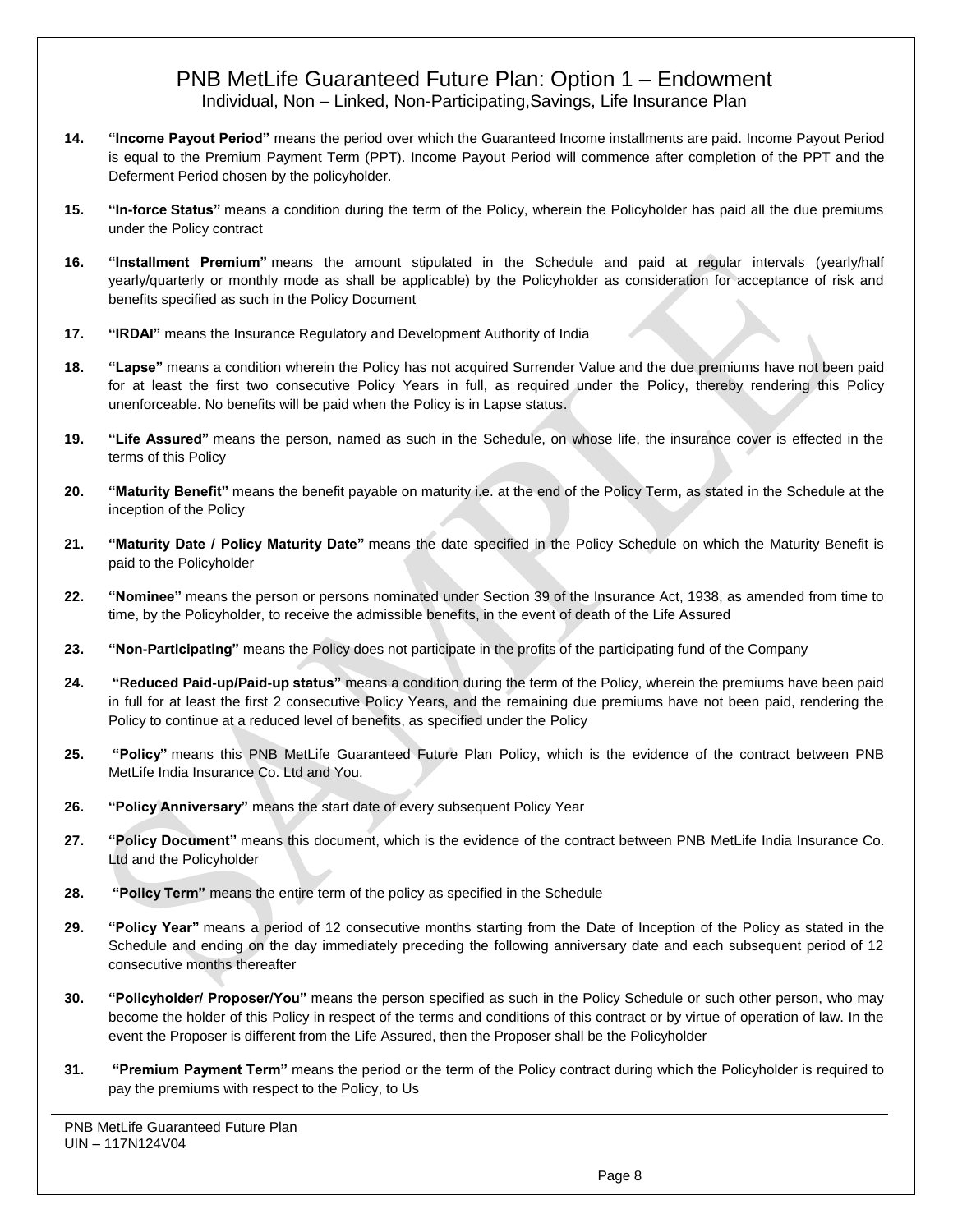14. **"Income Payout Period"** means the period over which the Guaranteed Income installments are paid. Income Payout Period is equal to the Premium Payment Term (PPT). Income Payout Period will commence after completion of the PPT and the Deferment Period chosen by the policyholder.

15. **"In-force Status"** means a condition during the term of the Policy, wherein the Policyholder has paid all the due premiums under the Policy contract

16. **"Installment Premium"** means the amount stipulated in the Schedule and paid at regular intervals (yearly/half yearly/quarterly or monthly mode as shall be applicable) by the Policyholder as consideration for acceptance of risk and benefits specified as such in the Policy Document

17. **"IRDAI"** means the Insurance Regulatory and Development Authority of India

18. **"Lapse"** means a condition wherein the Policy has not acquired Surrender Value and the due premiums have not been paid for at least the first two consecutive Policy Years in full, as required under the Policy, thereby rendering this Policy unenforceable. No benefits will be paid when the Policy is in Lapse status.

19. **"Life Assured"** means the person, named as such in the Schedule, on whose life, the insurance cover is effected in the terms of this Policy

20. **"Maturity Benefit"** means the benefit payable on maturity i.e. at the end of the Policy Term, as stated in the Schedule at the inception of the Policy

21. **"Maturity Date / Policy Maturity Date"** means the date specified in the Policy Schedule on which the Maturity Benefit is paid to the Policyholder

22. **"Nominee"** means the person or persons nominated under Section 39 of the Insurance Act, 1938, as amended from time to time, by the Policyholder, to receive the admissible benefits, in the event of death of the Life Assured

23. **"Non-Participating"** means the Policy does not participate in the profits of the participating fund of the Company

24. **"Reduced Paid-up/Paid-up status"** means a condition during the term of the Policy, wherein the premiums have been paid in full for at least the first 2 consecutive Policy Years, and the remaining due premiums have not been paid, rendering the Policy to continue at a reduced level of benefits, as specified under the Policy

25. **"Policy"** means this PNB MetLife Guaranteed Future Plan Policy, which is the evidence of the contract between PNB MetLife India Insurance Co. Ltd and You.

26. **"Policy Anniversary"** means the start date of every subsequent Policy Year

27. **"Policy Document"** means this document, which is the evidence of the contract between PNB MetLife India Insurance Co. Ltd and the Policyholder

28. **"Policy Term"** means the entire term of the policy as specified in the Schedule

29. **"Policy Year"** means a period of 12 consecutive months starting from the Date of Inception of the Policy as stated in the Schedule and ending on the day immediately preceding the following anniversary date and each subsequent period of 12 consecutive months thereafter

30. **"Policyholder/ Proposer/You"** means the person specified as such in the Policy Schedule or such other person, who may become the holder of this Policy in respect of the terms and conditions of this contract or by virtue of operation of law. In the event the Proposer is different from the Life Assured, then the Proposer shall be the Policyholder

31. **"Premium Payment Term"** means the period or the term of the Policy contract during which the Policyholder is required to pay the premiums with respect to the Policy, to Us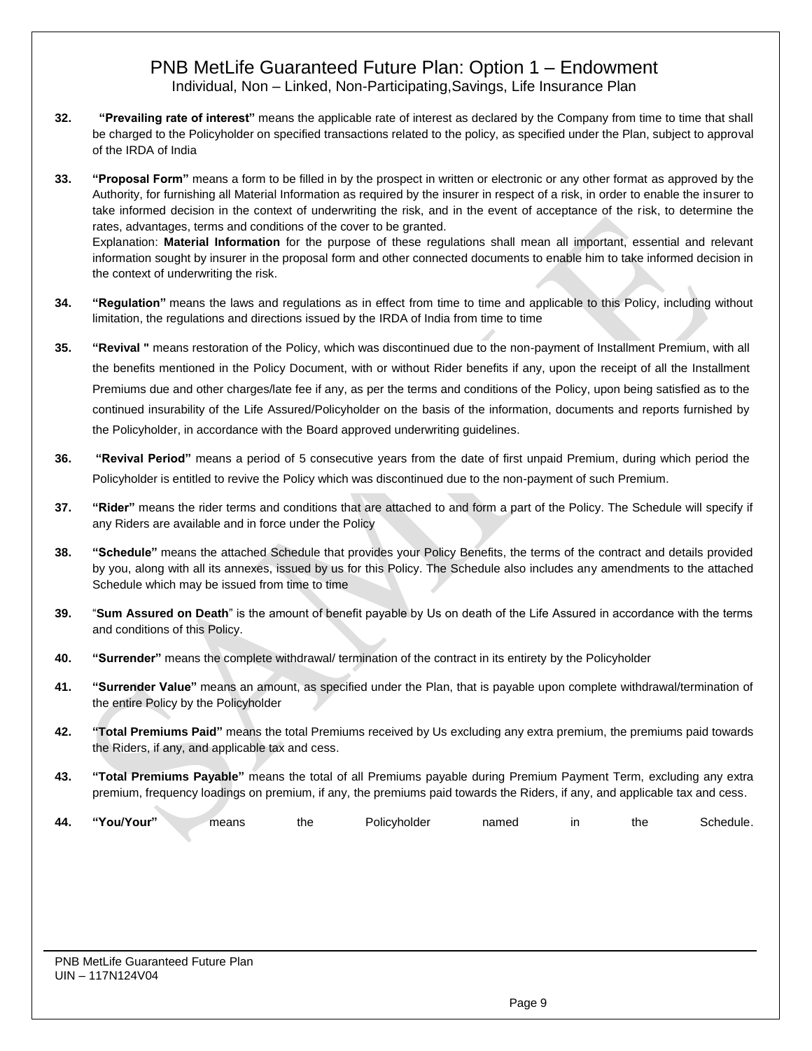32. **"Prevailing rate of interest"** means the applicable rate of interest as declared by the Company from time to time that shall be charged to the Policyholder on specified transactions related to the policy, as specified under the Plan, subject to approval of the IRDA of India

33. **"Proposal Form"** means a form to be filled in by the prospect in written or electronic or any other format as approved by the Authority, for furnishing all Material Information as required by the insurer in respect of a risk, in order to enable the insurer to take informed decision in the context of underwriting the risk, and in the event of acceptance of the risk, to determine the rates, advantages, terms and conditions of the cover to be granted.
    Explanation: **Material Information** for the purpose of these regulations shall mean all important, essential and relevant information sought by insurer in the proposal form and other connected documents to enable him to take informed decision in the context of underwriting the risk.

34. **"Regulation"** means the laws and regulations as in effect from time to time and applicable to this Policy, including without limitation, the regulations and directions issued by the IRDA of India from time to time

35. **"Revival "** means restoration of the Policy, which was discontinued due to the non-payment of Installment Premium, with all the benefits mentioned in the Policy Document, with or without Rider benefits if any, upon the receipt of all the Installment Premiums due and other charges/late fee if any, as per the terms and conditions of the Policy, upon being satisfied as to the continued insurability of the Life Assured/Policyholder on the basis of the information, documents and reports furnished by the Policyholder, in accordance with the Board approved underwriting guidelines.

36. **"Revival Period"** means a period of 5 consecutive years from the date of first unpaid Premium, during which period the Policyholder is entitled to revive the Policy which was discontinued due to the non-payment of such Premium.

37. **"Rider"** means the rider terms and conditions that are attached to and form a part of the Policy. The Schedule will specify if any Riders are available and in force under the Policy

38. **"Schedule"** means the attached Schedule that provides your Policy Benefits, the terms of the contract and details provided by you, along with all its annexes, issued by us for this Policy. The Schedule also includes any amendments to the attached Schedule which may be issued from time to time

39. "**Sum Assured on Death**" is the amount of benefit payable by Us on death of the Life Assured in accordance with the terms and conditions of this Policy.

40. **"Surrender"** means the complete withdrawal/ termination of the contract in its entirety by the Policyholder

41. **"Surrender Value"** means an amount, as specified under the Plan, that is payable upon complete withdrawal/termination of the entire Policy by the Policyholder

42. **"Total Premiums Paid"** means the total Premiums received by Us excluding any extra premium, the premiums paid towards the Riders, if any, and applicable tax and cess.

43. **"Total Premiums Payable"** means the total of all Premiums payable during Premium Payment Term, excluding any extra premium, frequency loadings on premium, if any, the premiums paid towards the Riders, if any, and applicable tax and cess.

44. **"You/Your"** means the Policyholder named in the Schedule.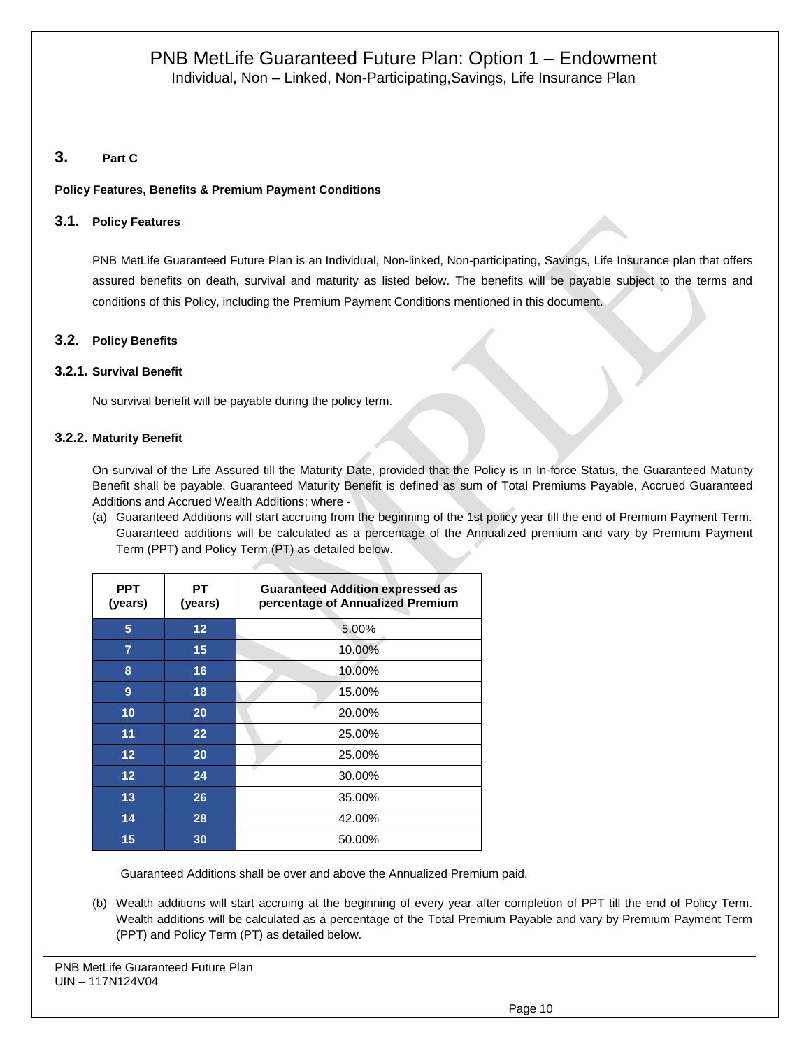# 3. Part C

**Policy Features, Benefits & Premium Payment Conditions**

## 3.1. Policy Features

PNB MetLife Guaranteed Future Plan is an Individual, Non-linked, Non-participating, Savings, Life Insurance plan that offers assured benefits on death, survival and maturity as listed below. The benefits will be payable subject to the terms and conditions of this Policy, including the Premium Payment Conditions mentioned in this document.

## 3.2. Policy Benefits

### 3.2.1. Survival Benefit

No survival benefit will be payable during the policy term.

### 3.2.2. Maturity Benefit

On survival of the Life Assured till the Maturity Date, provided that the Policy is in In-force Status, the Guaranteed Maturity Benefit shall be payable. Guaranteed Maturity Benefit is defined as sum of Total Premiums Payable, Accrued Guaranteed Additions and Accrued Wealth Additions; where -

(a) Guaranteed Additions will start accruing from the beginning of the 1st policy year till the end of Premium Payment Term. Guaranteed additions will be calculated as a percentage of the Annualized premium and vary by Premium Payment Term (PPT) and Policy Term (PT) as detailed below.

| PPT (years) | PT (years) | Guaranteed Addition expressed as percentage of Annualized Premium |
|---|---|---|
| 5 | 12 | 5.00% |
| 7 | 15 | 10.00% |
| 8 | 16 | 10.00% |
| 9 | 18 | 15.00% |
| 10 | 20 | 20.00% |
| 11 | 22 | 25.00% |
| 12 | 20 | 25.00% |
| 12 | 24 | 30.00% |
| 13 | 26 | 35.00% |
| 14 | 28 | 42.00% |
| 15 | 30 | 50.00% |

Guaranteed Additions shall be over and above the Annualized Premium paid.

(b) Wealth additions will start accruing at the beginning of every year after completion of PPT till the end of Policy Term. Wealth additions will be calculated as a percentage of the Total Premium Payable and vary by Premium Payment Term (PPT) and Policy Term (PT) as detailed below.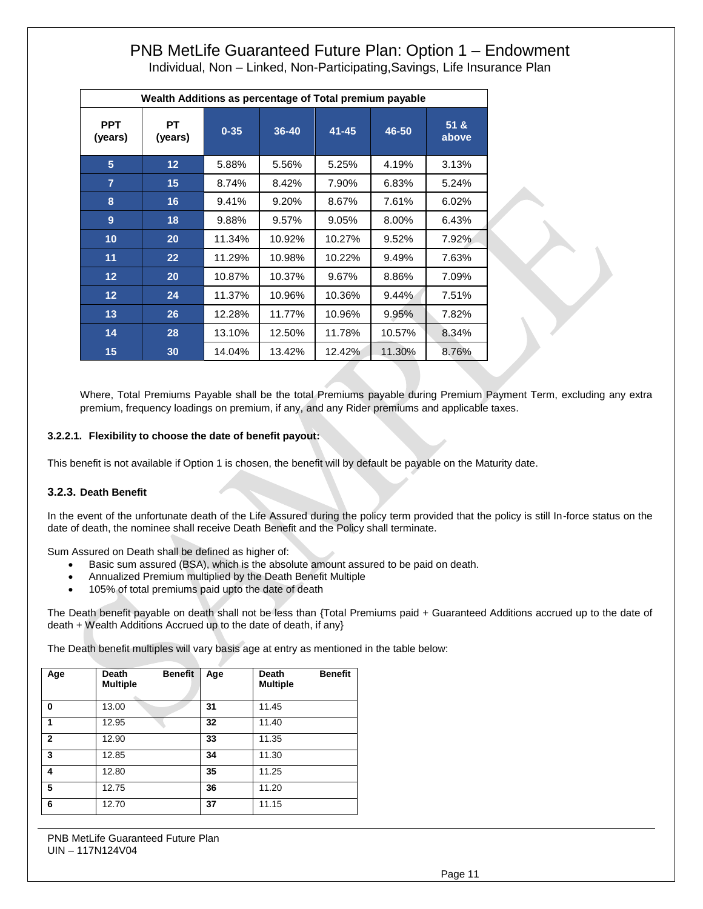# PNB MetLife Guaranteed Future Plan: Option 1 – Endowment

Individual, Non – Linked, Non-Participating,Savings, Life Insurance Plan

| Wealth Additions as percentage of Total premium payable | | | | | | |
|---|---|---|---|---|---|---|
| PPT (years) | PT (years) | 0-35 | 36-40 | 41-45 | 46-50 | 51 & above |
| 5 | 12 | 5.88% | 5.56% | 5.25% | 4.19% | 3.13% |
| 7 | 15 | 8.74% | 8.42% | 7.90% | 6.83% | 5.24% |
| 8 | 16 | 9.41% | 9.20% | 8.67% | 7.61% | 6.02% |
| 9 | 18 | 9.88% | 9.57% | 9.05% | 8.00% | 6.43% |
| 10 | 20 | 11.34% | 10.92% | 10.27% | 9.52% | 7.92% |
| 11 | 22 | 11.29% | 10.98% | 10.22% | 9.49% | 7.63% |
| 12 | 20 | 10.87% | 10.37% | 9.67% | 8.86% | 7.09% |
| 12 | 24 | 11.37% | 10.96% | 10.36% | 9.44% | 7.51% |
| 13 | 26 | 12.28% | 11.77% | 10.96% | 9.95% | 7.82% |
| 14 | 28 | 13.10% | 12.50% | 11.78% | 10.57% | 8.34% |
| 15 | 30 | 14.04% | 13.42% | 12.42% | 11.30% | 8.76% |

Where, Total Premiums Payable shall be the total Premiums payable during Premium Payment Term, excluding any extra premium, frequency loadings on premium, if any, and any Rider premiums and applicable taxes.

#### 3.2.2.1. Flexibility to choose the date of benefit payout:

This benefit is not available if Option 1 is chosen, the benefit will by default be payable on the Maturity date.

### 3.2.3. Death Benefit

In the event of the unfortunate death of the Life Assured during the policy term provided that the policy is still In-force status on the date of death, the nominee shall receive Death Benefit and the Policy shall terminate.

Sum Assured on Death shall be defined as higher of:

- Basic sum assured (BSA), which is the absolute amount assured to be paid on death.
- Annualized Premium multiplied by the Death Benefit Multiple
- 105% of total premiums paid upto the date of death

The Death benefit payable on death shall not be less than {Total Premiums paid + Guaranteed Additions accrued up to the date of death + Wealth Additions Accrued up to the date of death, if any}

The Death benefit multiples will vary basis age at entry as mentioned in the table below:

| Age | Death Benefit Multiple | Age | Death Benefit Multiple |
|---|---|---|---|
| 0 | 13.00 | 31 | 11.45 |
| 1 | 12.95 | 32 | 11.40 |
| 2 | 12.90 | 33 | 11.35 |
| 3 | 12.85 | 34 | 11.30 |
| 4 | 12.80 | 35 | 11.25 |
| 5 | 12.75 | 36 | 11.20 |
| 6 | 12.70 | 37 | 11.15 |

PNB MetLife Guaranteed Future Plan
UIN – 117N124V04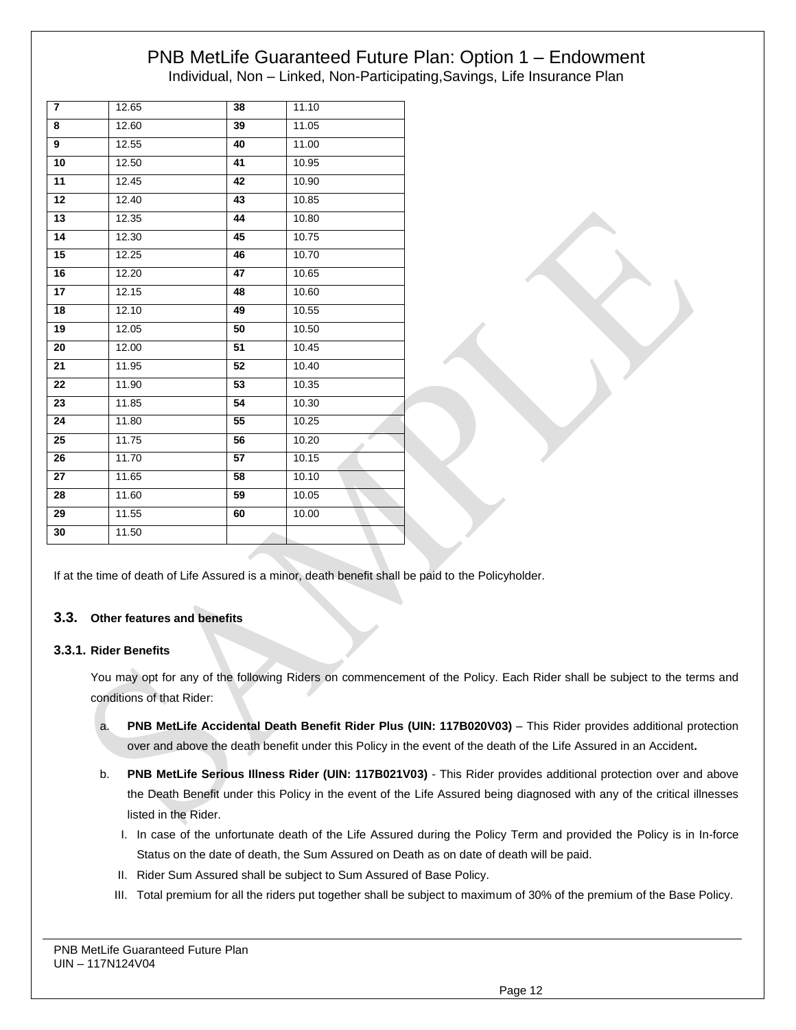| 7 | 12.65 | 38 | 11.10 |
|---|---|---|---|
| 8 | 12.60 | 39 | 11.05 |
| 9 | 12.55 | 40 | 11.00 |
| 10 | 12.50 | 41 | 10.95 |
| 11 | 12.45 | 42 | 10.90 |
| 12 | 12.40 | 43 | 10.85 |
| 13 | 12.35 | 44 | 10.80 |
| 14 | 12.30 | 45 | 10.75 |
| 15 | 12.25 | 46 | 10.70 |
| 16 | 12.20 | 47 | 10.65 |
| 17 | 12.15 | 48 | 10.60 |
| 18 | 12.10 | 49 | 10.55 |
| 19 | 12.05 | 50 | 10.50 |
| 20 | 12.00 | 51 | 10.45 |
| 21 | 11.95 | 52 | 10.40 |
| 22 | 11.90 | 53 | 10.35 |
| 23 | 11.85 | 54 | 10.30 |
| 24 | 11.80 | 55 | 10.25 |
| 25 | 11.75 | 56 | 10.20 |
| 26 | 11.70 | 57 | 10.15 |
| 27 | 11.65 | 58 | 10.10 |
| 28 | 11.60 | 59 | 10.05 |
| 29 | 11.55 | 60 | 10.00 |
| 30 | 11.50 | | |

If at the time of death of Life Assured is a minor, death benefit shall be paid to the Policyholder.

### 3.3. Other features and benefits

#### 3.3.1. Rider Benefits

You may opt for any of the following Riders on commencement of the Policy. Each Rider shall be subject to the terms and conditions of that Rider:

a. **PNB MetLife Accidental Death Benefit Rider Plus (UIN: 117B020V03)** – This Rider provides additional protection over and above the death benefit under this Policy in the event of the death of the Life Assured in an Accident**.**

b. **PNB MetLife Serious Illness Rider (UIN: 117B021V03)** - This Rider provides additional protection over and above the Death Benefit under this Policy in the event of the Life Assured being diagnosed with any of the critical illnesses listed in the Rider.

   I. In case of the unfortunate death of the Life Assured during the Policy Term and provided the Policy is in In-force Status on the date of death, the Sum Assured on Death as on date of death will be paid.

   II. Rider Sum Assured shall be subject to Sum Assured of Base Policy.

   III. Total premium for all the riders put together shall be subject to maximum of 30% of the premium of the Base Policy.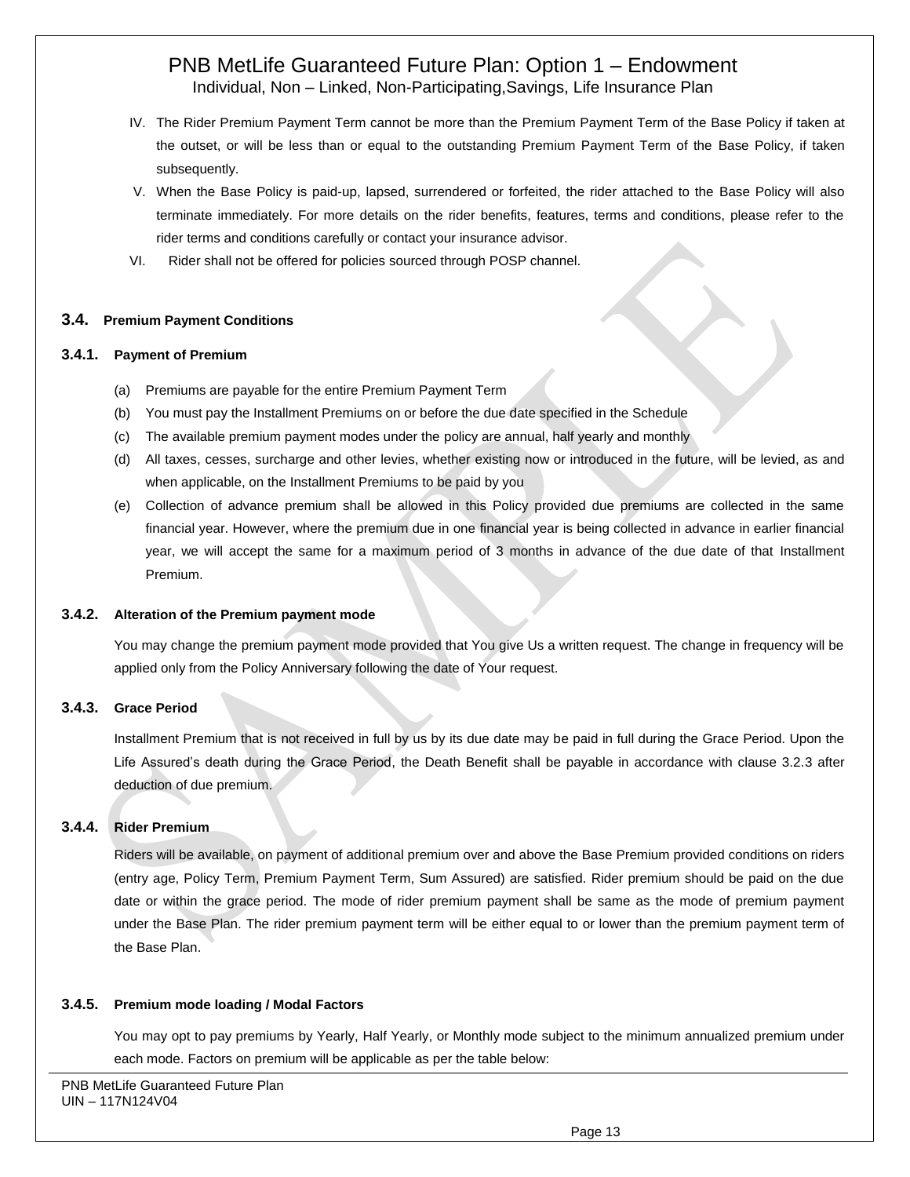IV. The Rider Premium Payment Term cannot be more than the Premium Payment Term of the Base Policy if taken at the outset, or will be less than or equal to the outstanding Premium Payment Term of the Base Policy, if taken subsequently.

V. When the Base Policy is paid-up, lapsed, surrendered or forfeited, the rider attached to the Base Policy will also terminate immediately. For more details on the rider benefits, features, terms and conditions, please refer to the rider terms and conditions carefully or contact your insurance advisor.

VI. Rider shall not be offered for policies sourced through POSP channel.

## 3.4. Premium Payment Conditions

### 3.4.1. Payment of Premium

(a) Premiums are payable for the entire Premium Payment Term

(b) You must pay the Installment Premiums on or before the due date specified in the Schedule

(c) The available premium payment modes under the policy are annual, half yearly and monthly

(d) All taxes, cesses, surcharge and other levies, whether existing now or introduced in the future, will be levied, as and when applicable, on the Installment Premiums to be paid by you

(e) Collection of advance premium shall be allowed in this Policy provided due premiums are collected in the same financial year. However, where the premium due in one financial year is being collected in advance in earlier financial year, we will accept the same for a maximum period of 3 months in advance of the due date of that Installment Premium.

### 3.4.2. Alteration of the Premium payment mode

You may change the premium payment mode provided that You give Us a written request. The change in frequency will be applied only from the Policy Anniversary following the date of Your request.

### 3.4.3. Grace Period

Installment Premium that is not received in full by us by its due date may be paid in full during the Grace Period. Upon the Life Assured's death during the Grace Period, the Death Benefit shall be payable in accordance with clause 3.2.3 after deduction of due premium.

### 3.4.4. Rider Premium

Riders will be available, on payment of additional premium over and above the Base Premium provided conditions on riders (entry age, Policy Term, Premium Payment Term, Sum Assured) are satisfied. Rider premium should be paid on the due date or within the grace period. The mode of rider premium payment shall be same as the mode of premium payment under the Base Plan. The rider premium payment term will be either equal to or lower than the premium payment term of the Base Plan.

### 3.4.5. Premium mode loading / Modal Factors

You may opt to pay premiums by Yearly, Half Yearly, or Monthly mode subject to the minimum annualized premium under each mode. Factors on premium will be applicable as per the table below: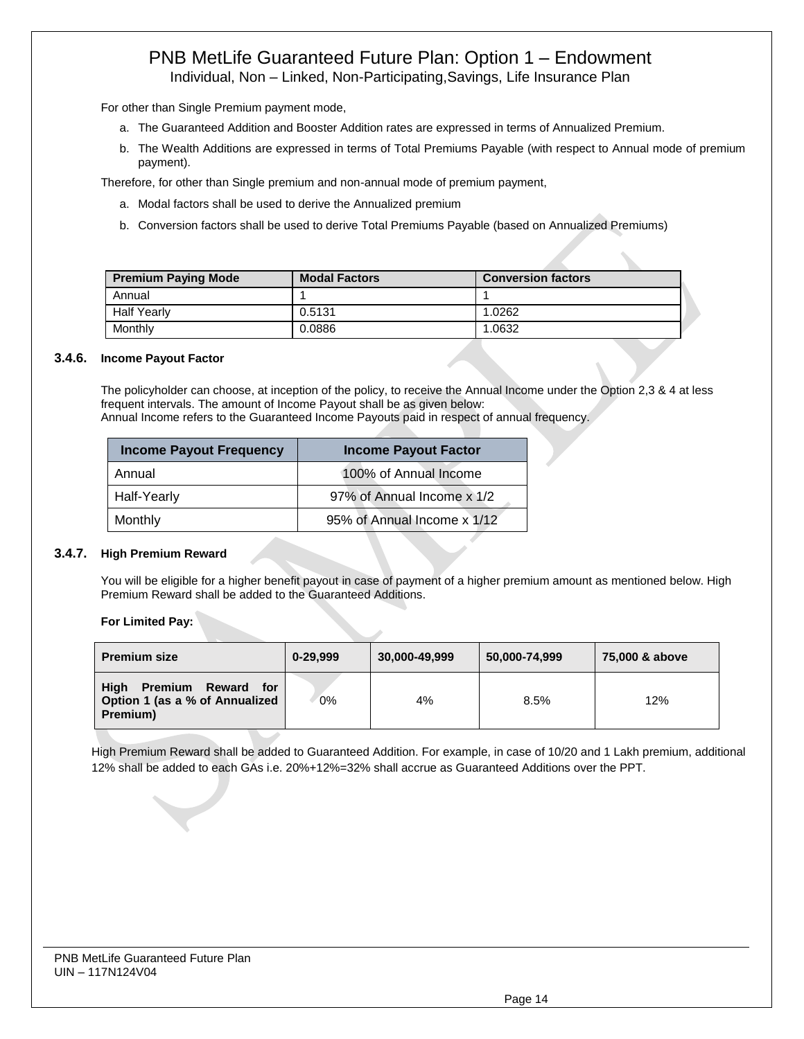For other than Single Premium payment mode,

a. The Guaranteed Addition and Booster Addition rates are expressed in terms of Annualized Premium.
b. The Wealth Additions are expressed in terms of Total Premiums Payable (with respect to Annual mode of premium payment).

Therefore, for other than Single premium and non-annual mode of premium payment,

a. Modal factors shall be used to derive the Annualized premium
b. Conversion factors shall be used to derive Total Premiums Payable (based on Annualized Premiums)

| Premium Paying Mode | Modal Factors | Conversion factors |
|---|---|---|
| Annual | 1 | 1 |
| Half Yearly | 0.5131 | 1.0262 |
| Monthly | 0.0886 | 1.0632 |

### 3.4.6. Income Payout Factor

The policyholder can choose, at inception of the policy, to receive the Annual Income under the Option 2,3 & 4 at less frequent intervals. The amount of Income Payout shall be as given below:
Annual Income refers to the Guaranteed Income Payouts paid in respect of annual frequency.

| Income Payout Frequency | Income Payout Factor |
|---|---|
| Annual | 100% of Annual Income |
| Half-Yearly | 97% of Annual Income x 1/2 |
| Monthly | 95% of Annual Income x 1/12 |

### 3.4.7. High Premium Reward

You will be eligible for a higher benefit payout in case of payment of a higher premium amount as mentioned below. High Premium Reward shall be added to the Guaranteed Additions.

**For Limited Pay:**

| Premium size | 0-29,999 | 30,000-49,999 | 50,000-74,999 | 75,000 & above |
|---|---|---|---|---|
| High Premium Reward for Option 1 (as a % of Annualized Premium) | 0% | 4% | 8.5% | 12% |

High Premium Reward shall be added to Guaranteed Addition. For example, in case of 10/20 and 1 Lakh premium, additional 12% shall be added to each GAs i.e. 20%+12%=32% shall accrue as Guaranteed Additions over the PPT.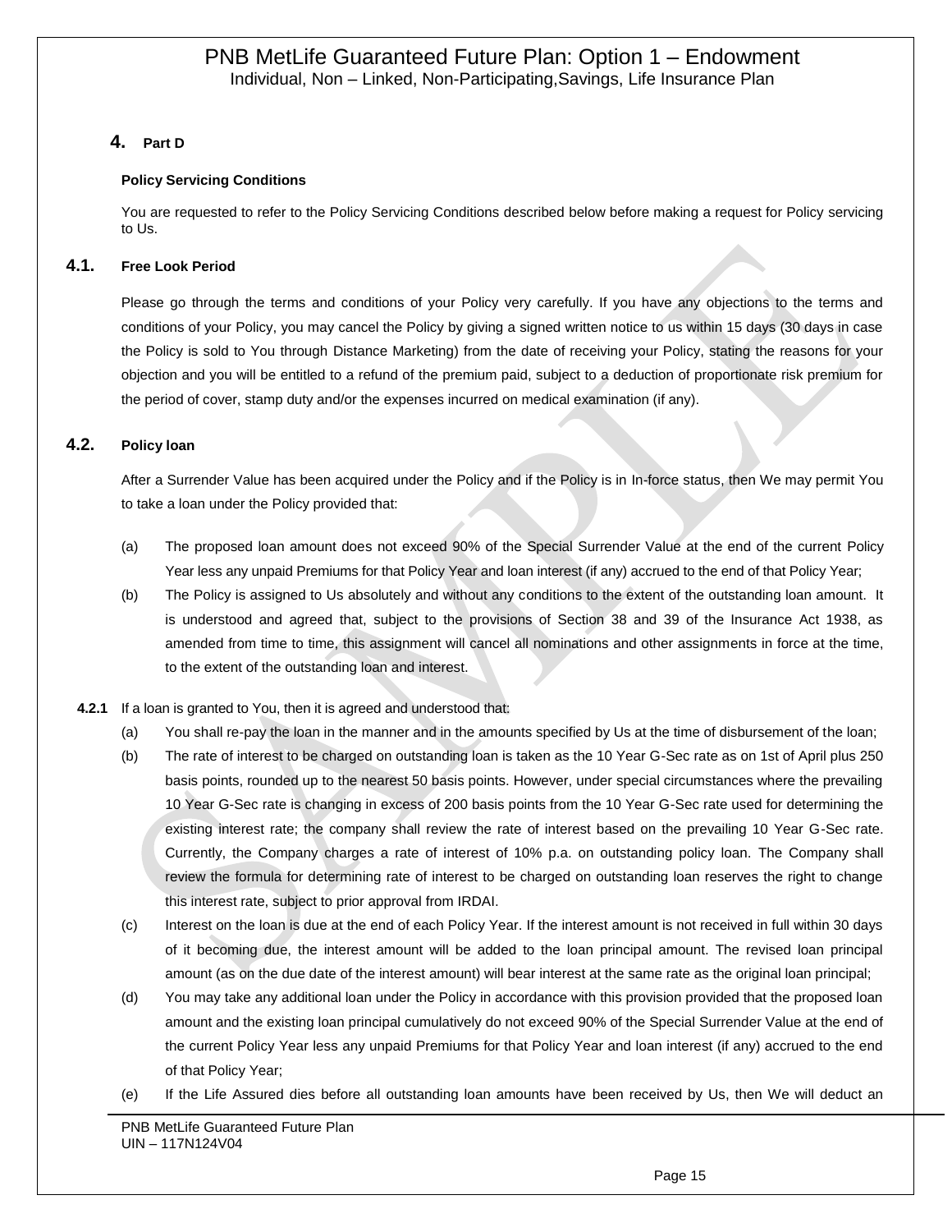## 4. Part D

**Policy Servicing Conditions**

You are requested to refer to the Policy Servicing Conditions described below before making a request for Policy servicing to Us.

### 4.1. Free Look Period

Please go through the terms and conditions of your Policy very carefully. If you have any objections to the terms and conditions of your Policy, you may cancel the Policy by giving a signed written notice to us within 15 days (30 days in case the Policy is sold to You through Distance Marketing) from the date of receiving your Policy, stating the reasons for your objection and you will be entitled to a refund of the premium paid, subject to a deduction of proportionate risk premium for the period of cover, stamp duty and/or the expenses incurred on medical examination (if any).

### 4.2. Policy loan

After a Surrender Value has been acquired under the Policy and if the Policy is in In-force status, then We may permit You to take a loan under the Policy provided that:

(a) The proposed loan amount does not exceed 90% of the Special Surrender Value at the end of the current Policy Year less any unpaid Premiums for that Policy Year and loan interest (if any) accrued to the end of that Policy Year;

(b) The Policy is assigned to Us absolutely and without any conditions to the extent of the outstanding loan amount. It is understood and agreed that, subject to the provisions of Section 38 and 39 of the Insurance Act 1938, as amended from time to time, this assignment will cancel all nominations and other assignments in force at the time, to the extent of the outstanding loan and interest.

**4.2.1** If a loan is granted to You, then it is agreed and understood that:

(a) You shall re-pay the loan in the manner and in the amounts specified by Us at the time of disbursement of the loan;

(b) The rate of interest to be charged on outstanding loan is taken as the 10 Year G-Sec rate as on 1st of April plus 250 basis points, rounded up to the nearest 50 basis points. However, under special circumstances where the prevailing 10 Year G-Sec rate is changing in excess of 200 basis points from the 10 Year G-Sec rate used for determining the existing interest rate; the company shall review the rate of interest based on the prevailing 10 Year G-Sec rate. Currently, the Company charges a rate of interest of 10% p.a. on outstanding policy loan. The Company shall review the formula for determining rate of interest to be charged on outstanding loan reserves the right to change this interest rate, subject to prior approval from IRDAI.

(c) Interest on the loan is due at the end of each Policy Year. If the interest amount is not received in full within 30 days of it becoming due, the interest amount will be added to the loan principal amount. The revised loan principal amount (as on the due date of the interest amount) will bear interest at the same rate as the original loan principal;

(d) You may take any additional loan under the Policy in accordance with this provision provided that the proposed loan amount and the existing loan principal cumulatively do not exceed 90% of the Special Surrender Value at the end of the current Policy Year less any unpaid Premiums for that Policy Year and loan interest (if any) accrued to the end of that Policy Year;

(e) If the Life Assured dies before all outstanding loan amounts have been received by Us, then We will deduct an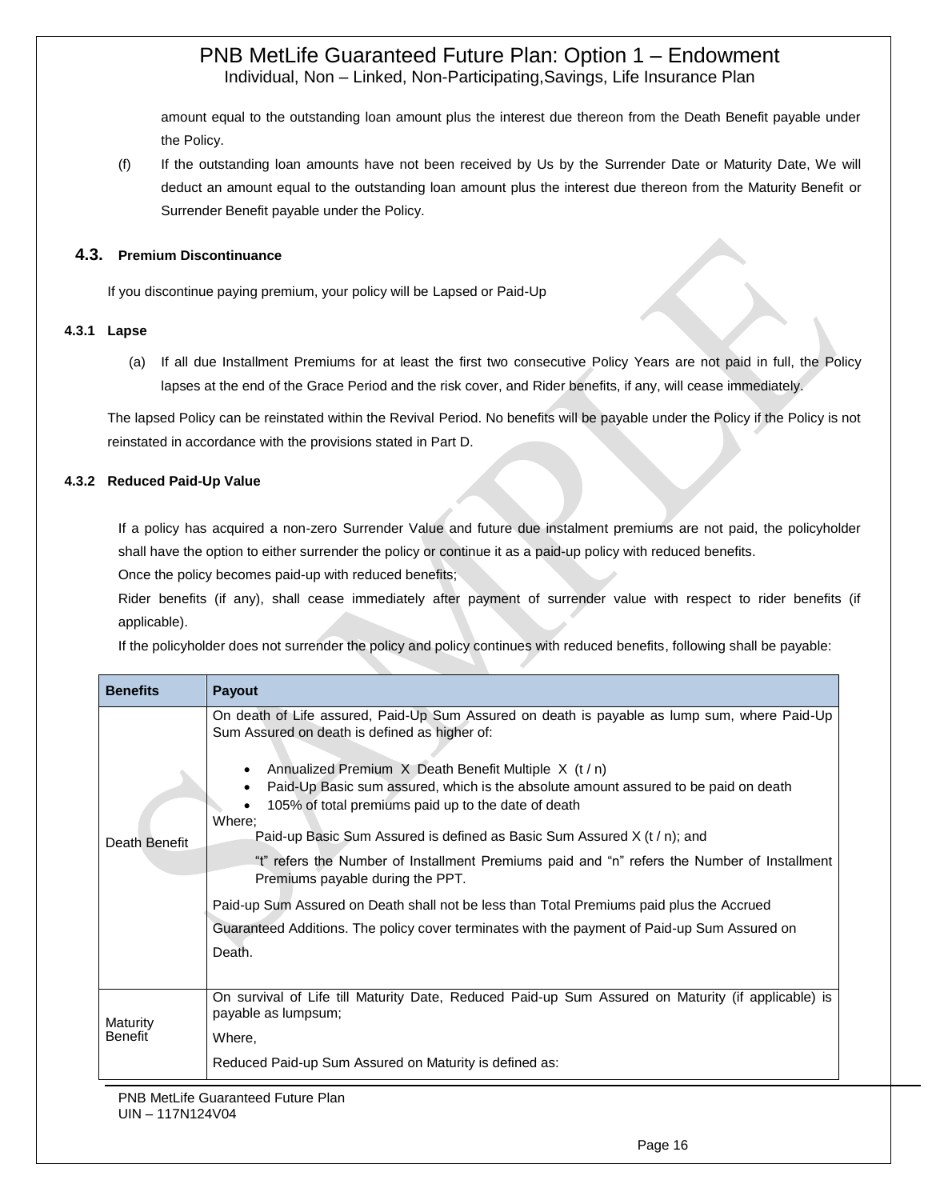amount equal to the outstanding loan amount plus the interest due thereon from the Death Benefit payable under the Policy.

(f) If the outstanding loan amounts have not been received by Us by the Surrender Date or Maturity Date, We will deduct an amount equal to the outstanding loan amount plus the interest due thereon from the Maturity Benefit or Surrender Benefit payable under the Policy.

## 4.3. Premium Discontinuance

If you discontinue paying premium, your policy will be Lapsed or Paid-Up

### 4.3.1 Lapse

(a) If all due Installment Premiums for at least the first two consecutive Policy Years are not paid in full, the Policy lapses at the end of the Grace Period and the risk cover, and Rider benefits, if any, will cease immediately.

The lapsed Policy can be reinstated within the Revival Period. No benefits will be payable under the Policy if the Policy is not reinstated in accordance with the provisions stated in Part D.

### 4.3.2 Reduced Paid-Up Value

If a policy has acquired a non-zero Surrender Value and future due instalment premiums are not paid, the policyholder shall have the option to either surrender the policy or continue it as a paid-up policy with reduced benefits.

Once the policy becomes paid-up with reduced benefits;

Rider benefits (if any), shall cease immediately after payment of surrender value with respect to rider benefits (if applicable).

If the policyholder does not surrender the policy and policy continues with reduced benefits, following shall be payable:

| Benefits | Payout |
|---|---|
| Death Benefit | On death of Life assured, Paid-Up Sum Assured on death is payable as lump sum, where Paid-Up Sum Assured on death is defined as higher of:<br>• Annualized Premium X Death Benefit Multiple X (t / n)<br>• Paid-Up Basic sum assured, which is the absolute amount assured to be paid on death<br>• 105% of total premiums paid up to the date of death<br>Where;<br>Paid-up Basic Sum Assured is defined as Basic Sum Assured X (t / n); and<br>"t" refers the Number of Installment Premiums paid and "n" refers the Number of Installment Premiums payable during the PPT.<br>Paid-up Sum Assured on Death shall not be less than Total Premiums paid plus the Accrued Guaranteed Additions. The policy cover terminates with the payment of Paid-up Sum Assured on Death. |
| Maturity Benefit | On survival of Life till Maturity Date, Reduced Paid-up Sum Assured on Maturity (if applicable) is payable as lumpsum;<br>Where,<br>Reduced Paid-up Sum Assured on Maturity is defined as: |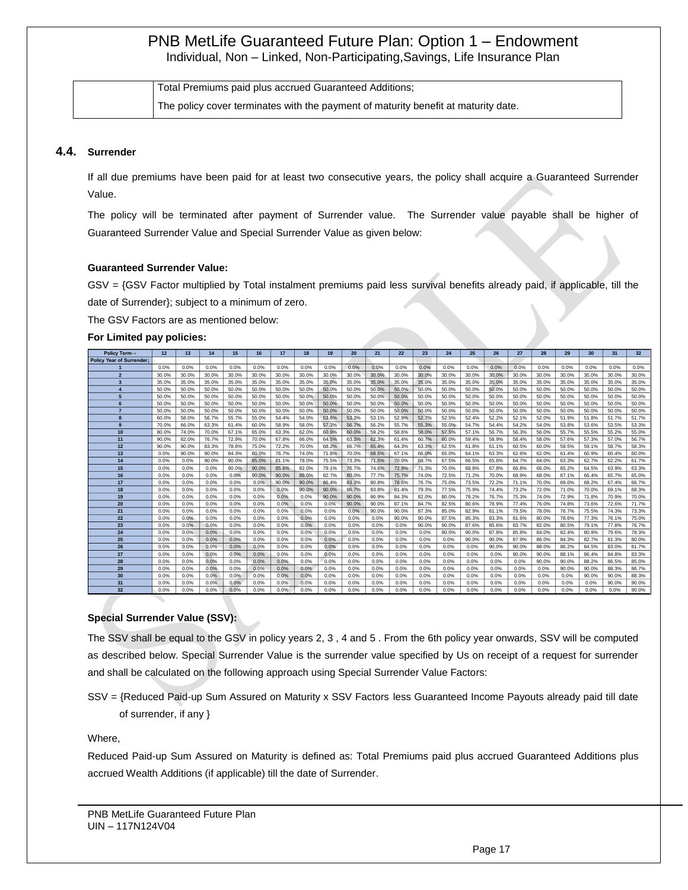| | Total Premiums paid plus accrued Guaranteed Additions; |
|---|---|
| | The policy cover terminates with the payment of maturity benefit at maturity date. |

## 4.4. Surrender

If all due premiums have been paid for at least two consecutive years, the policy shall acquire a Guaranteed Surrender Value.

The policy will be terminated after payment of Surrender value. The Surrender value payable shall be higher of Guaranteed Surrender Value and Special Surrender Value as given below:

**Guaranteed Surrender Value:**

GSV = {GSV Factor multiplied by Total instalment premiums paid less survival benefits already paid, if applicable, till the date of Surrender}; subject to a minimum of zero.

The GSV Factors are as mentioned below:

**For Limited pay policies:**

| Policy Term→ | 12 | 13 | 14 | 15 | 16 | 17 | 18 | 19 | 20 | 21 | 22 | 23 | 24 | 25 | 26 | 27 | 28 | 29 | 30 | 31 | 32 |
|---|---|---|---|---|---|---|---|---|---|---|---|---|---|---|---|---|---|---|---|---|---|
| Policy Year of Surrender↓ | | | | | | | | | | | | | | | | | | | | | |
| 1 | 0.0% | 0.0% | 0.0% | 0.0% | 0.0% | 0.0% | 0.0% | 0.0% | 0.0% | 0.0% | 0.0% | 0.0% | 0.0% | 0.0% | 0.0% | 0.0% | 0.0% | 0.0% | 0.0% | 0.0% | 0.0% |
| 2 | 30.0% | 30.0% | 30.0% | 30.0% | 30.0% | 30.0% | 30.0% | 30.0% | 30.0% | 30.0% | 30.0% | 30.0% | 30.0% | 30.0% | 30.0% | 30.0% | 30.0% | 30.0% | 30.0% | 30.0% | 30.0% |
| 3 | 35.0% | 35.0% | 35.0% | 35.0% | 35.0% | 35.0% | 35.0% | 35.0% | 35.0% | 35.0% | 35.0% | 35.0% | 35.0% | 35.0% | 35.0% | 35.0% | 35.0% | 35.0% | 35.0% | 35.0% | 35.0% |
| 4 | 50.0% | 50.0% | 50.0% | 50.0% | 50.0% | 50.0% | 50.0% | 50.0% | 50.0% | 50.0% | 50.0% | 50.0% | 50.0% | 50.0% | 50.0% | 50.0% | 50.0% | 50.0% | 50.0% | 50.0% | 50.0% |
| 5 | 50.0% | 50.0% | 50.0% | 50.0% | 50.0% | 50.0% | 50.0% | 50.0% | 50.0% | 50.0% | 50.0% | 50.0% | 50.0% | 50.0% | 50.0% | 50.0% | 50.0% | 50.0% | 50.0% | 50.0% | 50.0% |
| 6 | 50.0% | 50.0% | 50.0% | 50.0% | 50.0% | 50.0% | 50.0% | 50.0% | 50.0% | 50.0% | 50.0% | 50.0% | 50.0% | 50.0% | 50.0% | 50.0% | 50.0% | 50.0% | 50.0% | 50.0% | 50.0% |
| 7 | 50.0% | 50.0% | 50.0% | 50.0% | 50.0% | 50.0% | 50.0% | 50.0% | 50.0% | 50.0% | 50.0% | 50.0% | 50.0% | 50.0% | 50.0% | 50.0% | 50.0% | 50.0% | 50.0% | 50.0% | 50.0% |
| 8 | 60.0% | 58.0% | 56.7% | 55.7% | 55.0% | 54.4% | 54.0% | 53.6% | 53.3% | 53.1% | 52.9% | 52.7% | 52.5% | 52.4% | 52.2% | 52.1% | 52.0% | 51.9% | 51.8% | 51.7% | 51.7% |
| 9 | 70.0% | 66.0% | 63.3% | 61.4% | 60.0% | 58.9% | 58.0% | 57.3% | 56.7% | 56.2% | 55.7% | 55.3% | 55.0% | 54.7% | 54.4% | 54.2% | 54.0% | 53.8% | 53.6% | 53.5% | 53.3% |
| 10 | 80.0% | 74.0% | 70.0% | 67.1% | 65.0% | 63.3% | 62.0% | 60.9% | 60.0% | 59.2% | 58.6% | 58.0% | 57.5% | 57.1% | 56.7% | 56.3% | 56.0% | 55.7% | 55.5% | 55.2% | 55.0% |
| 11 | 90.0% | 82.0% | 76.7% | 72.9% | 70.0% | 67.8% | 66.0% | 64.5% | 63.3% | 62.3% | 61.4% | 60.7% | 60.0% | 59.4% | 58.9% | 58.4% | 58.0% | 57.6% | 57.3% | 57.0% | 56.7% |
| 12 | 90.0% | 90.0% | 83.3% | 78.6% | 75.0% | 72.2% | 70.0% | 68.2% | 66.7% | 65.4% | 64.3% | 63.3% | 62.5% | 61.8% | 61.1% | 60.5% | 60.0% | 59.5% | 59.1% | 58.7% | 58.3% |
| 13 | 0.0% | 90.0% | 90.0% | 84.3% | 80.0% | 76.7% | 74.0% | 71.8% | 70.0% | 68.5% | 67.1% | 66.0% | 65.0% | 64.1% | 63.3% | 62.6% | 62.0% | 61.4% | 60.9% | 60.4% | 60.0% |
| 14 | 0.0% | 0.0% | 90.0% | 90.0% | 85.0% | 81.1% | 78.0% | 75.5% | 73.3% | 71.5% | 70.0% | 68.7% | 67.5% | 66.5% | 65.6% | 64.7% | 64.0% | 63.3% | 62.7% | 62.2% | 61.7% |
| 15 | 0.0% | 0.0% | 0.0% | 90.0% | 90.0% | 85.6% | 82.0% | 79.1% | 76.7% | 74.6% | 72.9% | 71.3% | 70.0% | 68.8% | 67.8% | 66.8% | 66.0% | 65.2% | 64.5% | 63.9% | 63.3% |
| 16 | 0.0% | 0.0% | 0.0% | 0.0% | 90.0% | 90.0% | 86.0% | 82.7% | 80.0% | 77.7% | 75.7% | 74.0% | 72.5% | 71.2% | 70.0% | 68.9% | 68.0% | 67.1% | 66.4% | 65.7% | 65.0% |
| 17 | 0.0% | 0.0% | 0.0% | 0.0% | 0.0% | 90.0% | 90.0% | 86.4% | 83.3% | 80.8% | 78.6% | 76.7% | 75.0% | 73.5% | 72.2% | 71.1% | 70.0% | 69.0% | 68.2% | 67.4% | 66.7% |
| 18 | 0.0% | 0.0% | 0.0% | 0.0% | 0.0% | 0.0% | 90.0% | 90.0% | 86.7% | 83.8% | 81.4% | 79.3% | 77.5% | 75.9% | 74.4% | 73.2% | 72.0% | 71.0% | 70.0% | 69.1% | 68.3% |
| 19 | 0.0% | 0.0% | 0.0% | 0.0% | 0.0% | 0.0% | 0.0% | 90.0% | 90.0% | 86.9% | 84.3% | 82.0% | 80.0% | 78.2% | 76.7% | 75.3% | 74.0% | 72.9% | 71.8% | 70.9% | 70.0% |
| 20 | 0.0% | 0.0% | 0.0% | 0.0% | 0.0% | 0.0% | 0.0% | 0.0% | 90.0% | 90.0% | 87.1% | 84.7% | 82.5% | 80.6% | 78.9% | 77.4% | 76.0% | 74.8% | 73.6% | 72.6% | 71.7% |
| 21 | 0.0% | 0.0% | 0.0% | 0.0% | 0.0% | 0.0% | 0.0% | 0.0% | 0.0% | 90.0% | 90.0% | 87.3% | 85.0% | 82.9% | 81.1% | 79.5% | 78.0% | 76.7% | 75.5% | 74.3% | 73.3% |
| 22 | 0.0% | 0.0% | 0.0% | 0.0% | 0.0% | 0.0% | 0.0% | 0.0% | 0.0% | 0.0% | 90.0% | 90.0% | 87.5% | 85.3% | 83.3% | 81.6% | 80.0% | 78.6% | 77.3% | 76.1% | 75.0% |
| 23 | 0.0% | 0.0% | 0.0% | 0.0% | 0.0% | 0.0% | 0.0% | 0.0% | 0.0% | 0.0% | 0.0% | 90.0% | 90.0% | 87.6% | 85.6% | 83.7% | 82.0% | 80.5% | 79.1% | 77.8% | 76.7% |
| 24 | 0.0% | 0.0% | 0.0% | 0.0% | 0.0% | 0.0% | 0.0% | 0.0% | 0.0% | 0.0% | 0.0% | 0.0% | 90.0% | 90.0% | 87.8% | 85.8% | 84.0% | 82.4% | 80.9% | 79.6% | 78.3% |
| 25 | 0.0% | 0.0% | 0.0% | 0.0% | 0.0% | 0.0% | 0.0% | 0.0% | 0.0% | 0.0% | 0.0% | 0.0% | 0.0% | 90.0% | 90.0% | 87.9% | 86.0% | 84.3% | 82.7% | 81.3% | 80.0% |
| 26 | 0.0% | 0.0% | 0.0% | 0.0% | 0.0% | 0.0% | 0.0% | 0.0% | 0.0% | 0.0% | 0.0% | 0.0% | 0.0% | 0.0% | 90.0% | 90.0% | 88.0% | 86.2% | 84.5% | 83.0% | 81.7% |
| 27 | 0.0% | 0.0% | 0.0% | 0.0% | 0.0% | 0.0% | 0.0% | 0.0% | 0.0% | 0.0% | 0.0% | 0.0% | 0.0% | 0.0% | 0.0% | 90.0% | 90.0% | 88.1% | 86.4% | 84.8% | 83.3% |
| 28 | 0.0% | 0.0% | 0.0% | 0.0% | 0.0% | 0.0% | 0.0% | 0.0% | 0.0% | 0.0% | 0.0% | 0.0% | 0.0% | 0.0% | 0.0% | 0.0% | 90.0% | 90.0% | 88.2% | 86.5% | 85.0% |
| 29 | 0.0% | 0.0% | 0.0% | 0.0% | 0.0% | 0.0% | 0.0% | 0.0% | 0.0% | 0.0% | 0.0% | 0.0% | 0.0% | 0.0% | 0.0% | 0.0% | 0.0% | 90.0% | 90.0% | 88.3% | 86.7% |
| 30 | 0.0% | 0.0% | 0.0% | 0.0% | 0.0% | 0.0% | 0.0% | 0.0% | 0.0% | 0.0% | 0.0% | 0.0% | 0.0% | 0.0% | 0.0% | 0.0% | 0.0% | 0.0% | 90.0% | 90.0% | 88.3% |
| 31 | 0.0% | 0.0% | 0.0% | 0.0% | 0.0% | 0.0% | 0.0% | 0.0% | 0.0% | 0.0% | 0.0% | 0.0% | 0.0% | 0.0% | 0.0% | 0.0% | 0.0% | 0.0% | 0.0% | 90.0% | 90.0% |
| 32 | 0.0% | 0.0% | 0.0% | 0.0% | 0.0% | 0.0% | 0.0% | 0.0% | 0.0% | 0.0% | 0.0% | 0.0% | 0.0% | 0.0% | 0.0% | 0.0% | 0.0% | 0.0% | 0.0% | 0.0% | 90.0% |

**Special Surrender Value (SSV):**

The SSV shall be equal to the GSV in policy years 2, 3 , 4 and 5 . From the 6th policy year onwards, SSV will be computed as described below. Special Surrender Value is the surrender value specified by Us on receipt of a request for surrender and shall be calculated on the following approach using Special Surrender Value Factors:

SSV = {Reduced Paid-up Sum Assured on Maturity x SSV Factors less Guaranteed Income Payouts already paid till date of surrender, if any }

Where,

Reduced Paid-up Sum Assured on Maturity is defined as: Total Premiums paid plus accrued Guaranteed Additions plus accrued Wealth Additions (if applicable) till the date of Surrender.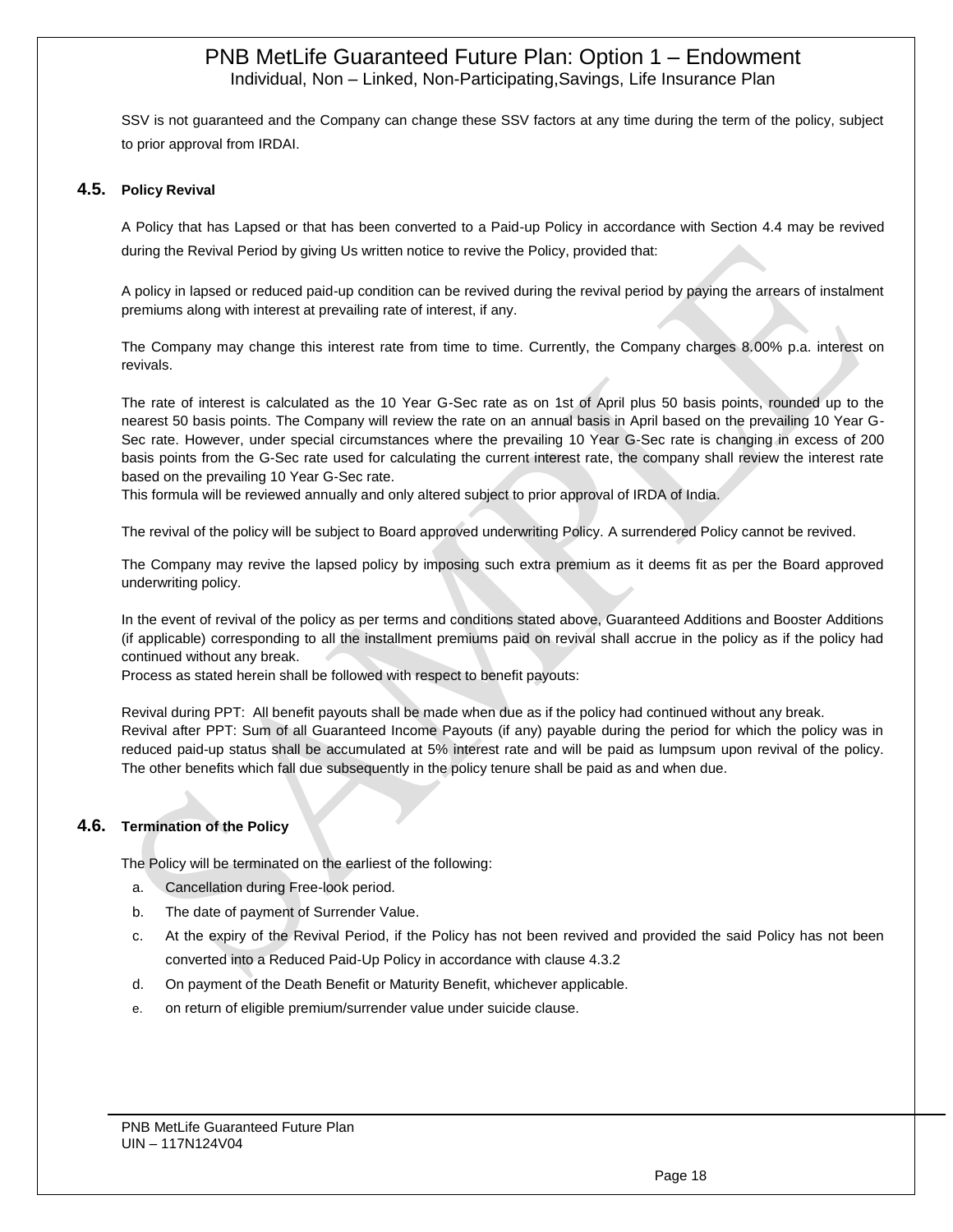SSV is not guaranteed and the Company can change these SSV factors at any time during the term of the policy, subject to prior approval from IRDAI.

### 4.5. Policy Revival

A Policy that has Lapsed or that has been converted to a Paid-up Policy in accordance with Section 4.4 may be revived during the Revival Period by giving Us written notice to revive the Policy, provided that:

A policy in lapsed or reduced paid-up condition can be revived during the revival period by paying the arrears of instalment premiums along with interest at prevailing rate of interest, if any.

The Company may change this interest rate from time to time. Currently, the Company charges 8.00% p.a. interest on revivals.

The rate of interest is calculated as the 10 Year G-Sec rate as on 1st of April plus 50 basis points, rounded up to the nearest 50 basis points. The Company will review the rate on an annual basis in April based on the prevailing 10 Year G-Sec rate. However, under special circumstances where the prevailing 10 Year G-Sec rate is changing in excess of 200 basis points from the G-Sec rate used for calculating the current interest rate, the company shall review the interest rate based on the prevailing 10 Year G-Sec rate.
This formula will be reviewed annually and only altered subject to prior approval of IRDA of India.

The revival of the policy will be subject to Board approved underwriting Policy. A surrendered Policy cannot be revived.

The Company may revive the lapsed policy by imposing such extra premium as it deems fit as per the Board approved underwriting policy.

In the event of revival of the policy as per terms and conditions stated above, Guaranteed Additions and Booster Additions (if applicable) corresponding to all the installment premiums paid on revival shall accrue in the policy as if the policy had continued without any break.
Process as stated herein shall be followed with respect to benefit payouts:

Revival during PPT: All benefit payouts shall be made when due as if the policy had continued without any break.
Revival after PPT: Sum of all Guaranteed Income Payouts (if any) payable during the period for which the policy was in reduced paid-up status shall be accumulated at 5% interest rate and will be paid as lumpsum upon revival of the policy. The other benefits which fall due subsequently in the policy tenure shall be paid as and when due.

### 4.6. Termination of the Policy

The Policy will be terminated on the earliest of the following:

a. Cancellation during Free-look period.
b. The date of payment of Surrender Value.
c. At the expiry of the Revival Period, if the Policy has not been revived and provided the said Policy has not been converted into a Reduced Paid-Up Policy in accordance with clause 4.3.2
d. On payment of the Death Benefit or Maturity Benefit, whichever applicable.
e. on return of eligible premium/surrender value under suicide clause.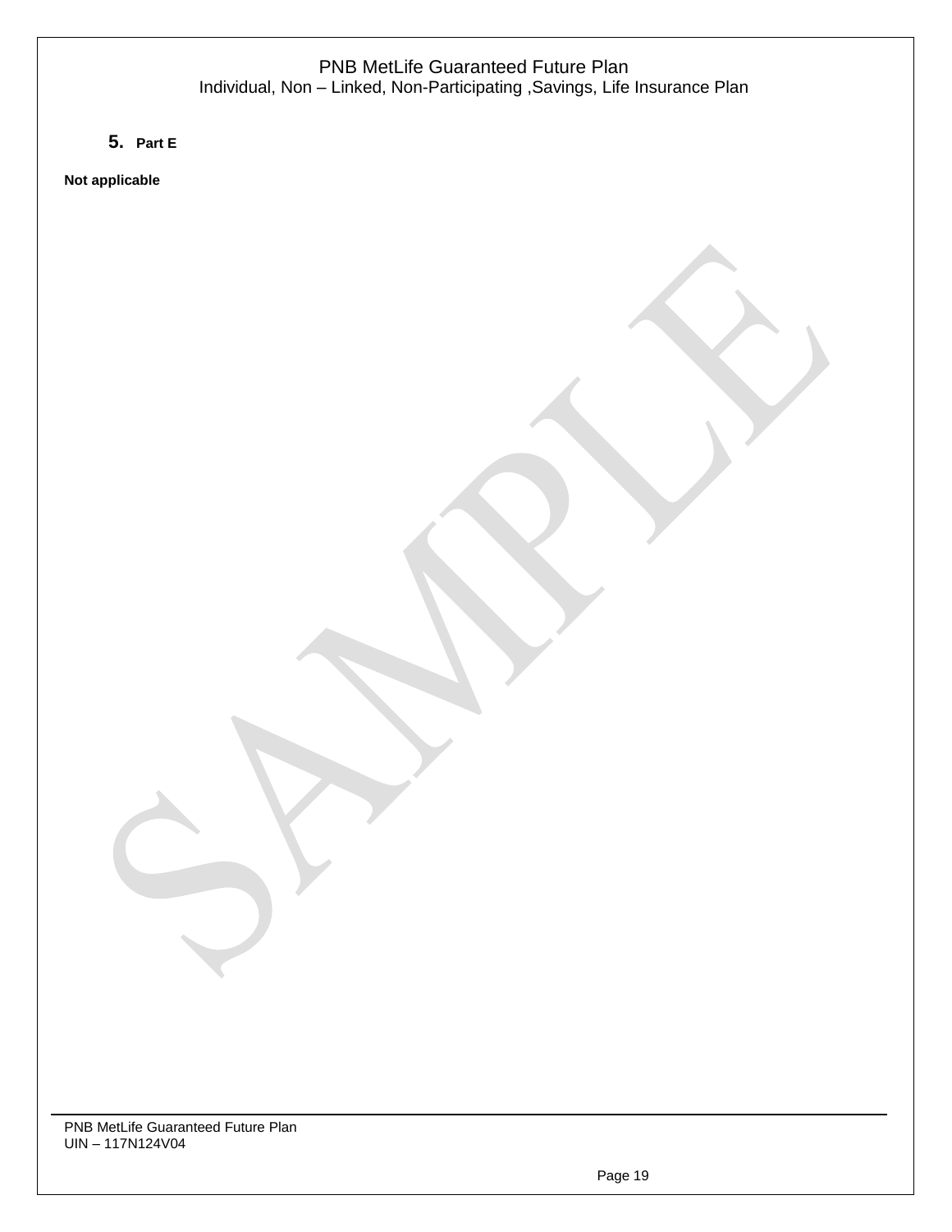5. **Part E**

**Not applicable**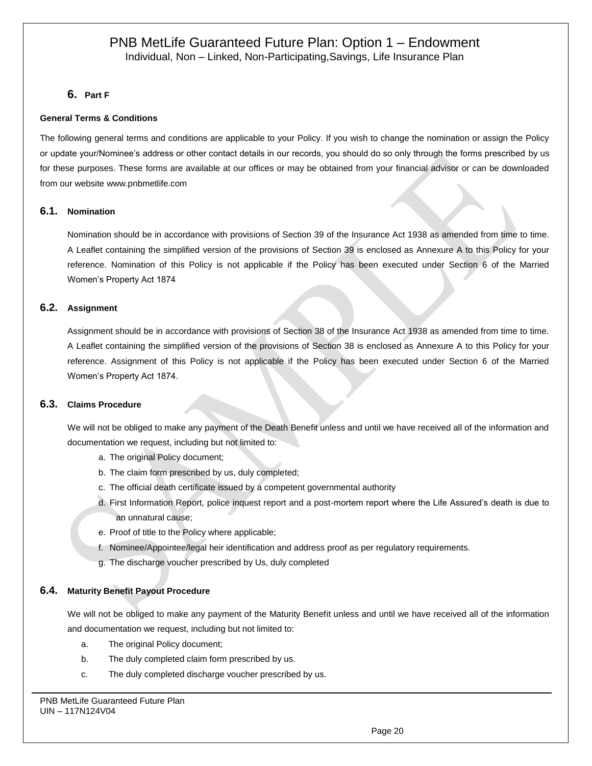## 6. Part F

**General Terms & Conditions**

The following general terms and conditions are applicable to your Policy. If you wish to change the nomination or assign the Policy or update your/Nominee's address or other contact details in our records, you should do so only through the forms prescribed by us for these purposes. These forms are available at our offices or may be obtained from your financial advisor or can be downloaded from our website www.pnbmetlife.com

### 6.1. Nomination

Nomination should be in accordance with provisions of Section 39 of the Insurance Act 1938 as amended from time to time. A Leaflet containing the simplified version of the provisions of Section 39 is enclosed as Annexure A to this Policy for your reference. Nomination of this Policy is not applicable if the Policy has been executed under Section 6 of the Married Women's Property Act 1874

### 6.2. Assignment

Assignment should be in accordance with provisions of Section 38 of the Insurance Act 1938 as amended from time to time. A Leaflet containing the simplified version of the provisions of Section 38 is enclosed as Annexure A to this Policy for your reference. Assignment of this Policy is not applicable if the Policy has been executed under Section 6 of the Married Women's Property Act 1874.

### 6.3. Claims Procedure

We will not be obliged to make any payment of the Death Benefit unless and until we have received all of the information and documentation we request, including but not limited to:

a. The original Policy document;
b. The claim form prescribed by us, duly completed;
c. The official death certificate issued by a competent governmental authority
d. First Information Report, police inquest report and a post-mortem report where the Life Assured's death is due to an unnatural cause;
e. Proof of title to the Policy where applicable;
f. Nominee/Appointee/legal heir identification and address proof as per regulatory requirements.
g. The discharge voucher prescribed by Us, duly completed

### 6.4. Maturity Benefit Payout Procedure

We will not be obliged to make any payment of the Maturity Benefit unless and until we have received all of the information and documentation we request, including but not limited to:

a. The original Policy document;
b. The duly completed claim form prescribed by us.
c. The duly completed discharge voucher prescribed by us.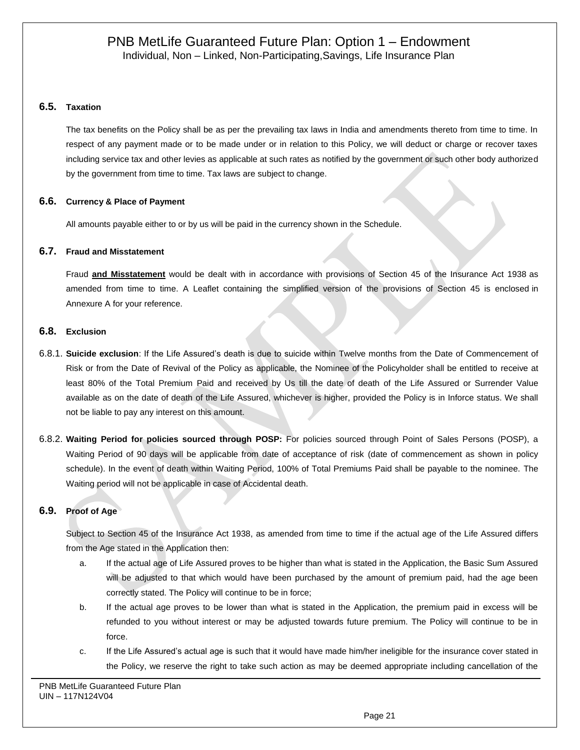### 6.5. Taxation

The tax benefits on the Policy shall be as per the prevailing tax laws in India and amendments thereto from time to time. In respect of any payment made or to be made under or in relation to this Policy, we will deduct or charge or recover taxes including service tax and other levies as applicable at such rates as notified by the government or such other body authorized by the government from time to time. Tax laws are subject to change.

### 6.6. Currency & Place of Payment

All amounts payable either to or by us will be paid in the currency shown in the Schedule.

### 6.7. Fraud and Misstatement

Fraud **and Misstatement** would be dealt with in accordance with provisions of Section 45 of the Insurance Act 1938 as amended from time to time. A Leaflet containing the simplified version of the provisions of Section 45 is enclosed in Annexure A for your reference.

### 6.8. Exclusion

6.8.1. **Suicide exclusion**: If the Life Assured's death is due to suicide within Twelve months from the Date of Commencement of Risk or from the Date of Revival of the Policy as applicable, the Nominee of the Policyholder shall be entitled to receive at least 80% of the Total Premium Paid and received by Us till the date of death of the Life Assured or Surrender Value available as on the date of death of the Life Assured, whichever is higher, provided the Policy is in Inforce status. We shall not be liable to pay any interest on this amount.

6.8.2. **Waiting Period for policies sourced through POSP:** For policies sourced through Point of Sales Persons (POSP), a Waiting Period of 90 days will be applicable from date of acceptance of risk (date of commencement as shown in policy schedule). In the event of death within Waiting Period, 100% of Total Premiums Paid shall be payable to the nominee. The Waiting period will not be applicable in case of Accidental death.

### 6.9. Proof of Age

Subject to Section 45 of the Insurance Act 1938, as amended from time to time if the actual age of the Life Assured differs from the Age stated in the Application then:

a. If the actual age of Life Assured proves to be higher than what is stated in the Application, the Basic Sum Assured will be adjusted to that which would have been purchased by the amount of premium paid, had the age been correctly stated. The Policy will continue to be in force;

b. If the actual age proves to be lower than what is stated in the Application, the premium paid in excess will be refunded to you without interest or may be adjusted towards future premium. The Policy will continue to be in force.

c. If the Life Assured's actual age is such that it would have made him/her ineligible for the insurance cover stated in the Policy, we reserve the right to take such action as may be deemed appropriate including cancellation of the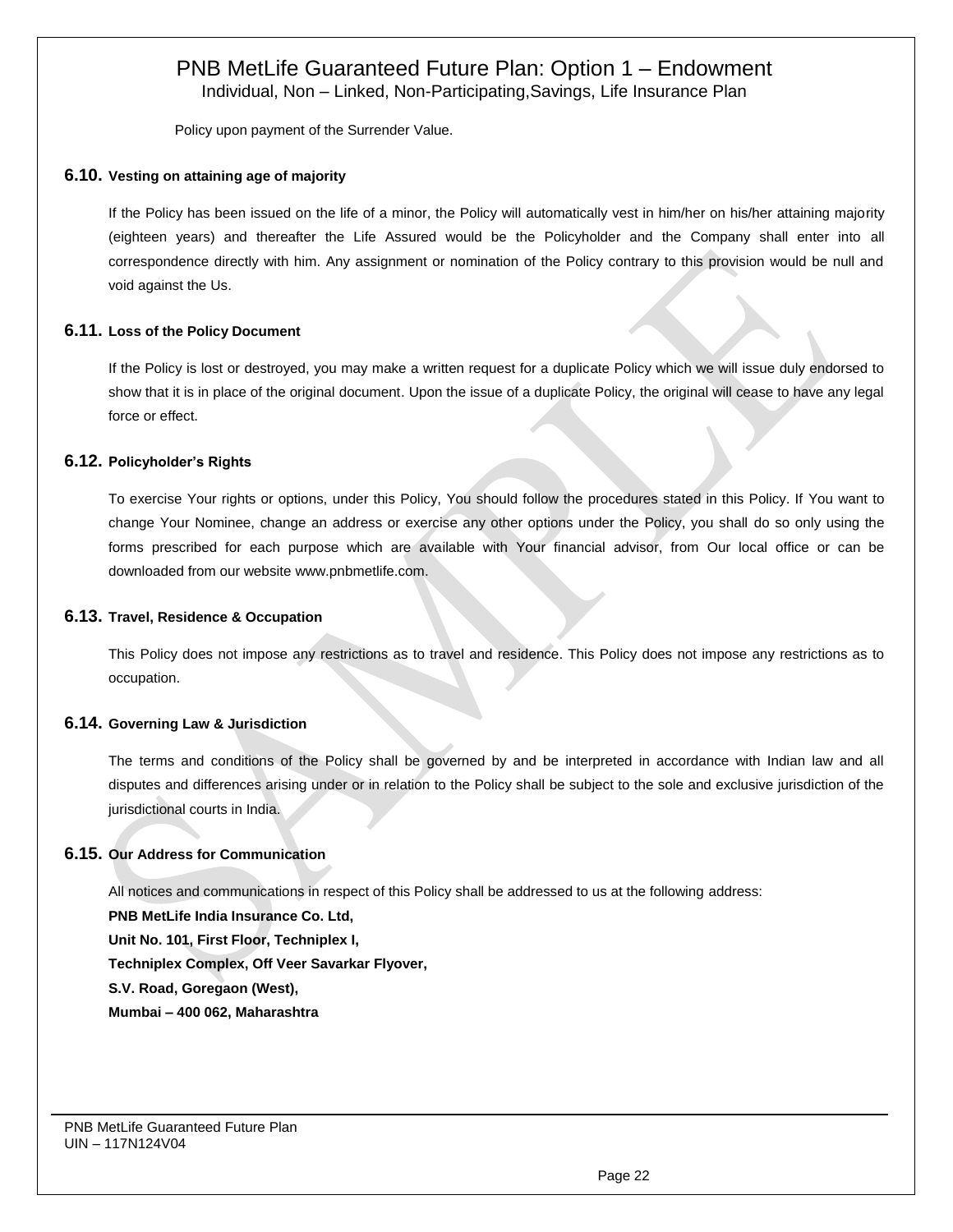Policy upon payment of the Surrender Value.

### 6.10. Vesting on attaining age of majority

If the Policy has been issued on the life of a minor, the Policy will automatically vest in him/her on his/her attaining majority (eighteen years) and thereafter the Life Assured would be the Policyholder and the Company shall enter into all correspondence directly with him. Any assignment or nomination of the Policy contrary to this provision would be null and void against the Us.

### 6.11. Loss of the Policy Document

If the Policy is lost or destroyed, you may make a written request for a duplicate Policy which we will issue duly endorsed to show that it is in place of the original document. Upon the issue of a duplicate Policy, the original will cease to have any legal force or effect.

### 6.12. Policyholder's Rights

To exercise Your rights or options, under this Policy, You should follow the procedures stated in this Policy. If You want to change Your Nominee, change an address or exercise any other options under the Policy, you shall do so only using the forms prescribed for each purpose which are available with Your financial advisor, from Our local office or can be downloaded from our website www.pnbmetlife.com.

### 6.13. Travel, Residence & Occupation

This Policy does not impose any restrictions as to travel and residence. This Policy does not impose any restrictions as to occupation.

### 6.14. Governing Law & Jurisdiction

The terms and conditions of the Policy shall be governed by and be interpreted in accordance with Indian law and all disputes and differences arising under or in relation to the Policy shall be subject to the sole and exclusive jurisdiction of the jurisdictional courts in India.

### 6.15. Our Address for Communication

All notices and communications in respect of this Policy shall be addressed to us at the following address:

**PNB MetLife India Insurance Co. Ltd,**
**Unit No. 101, First Floor, Techniplex I,**
**Techniplex Complex, Off Veer Savarkar Flyover,**
**S.V. Road, Goregaon (West),**
**Mumbai – 400 062, Maharashtra**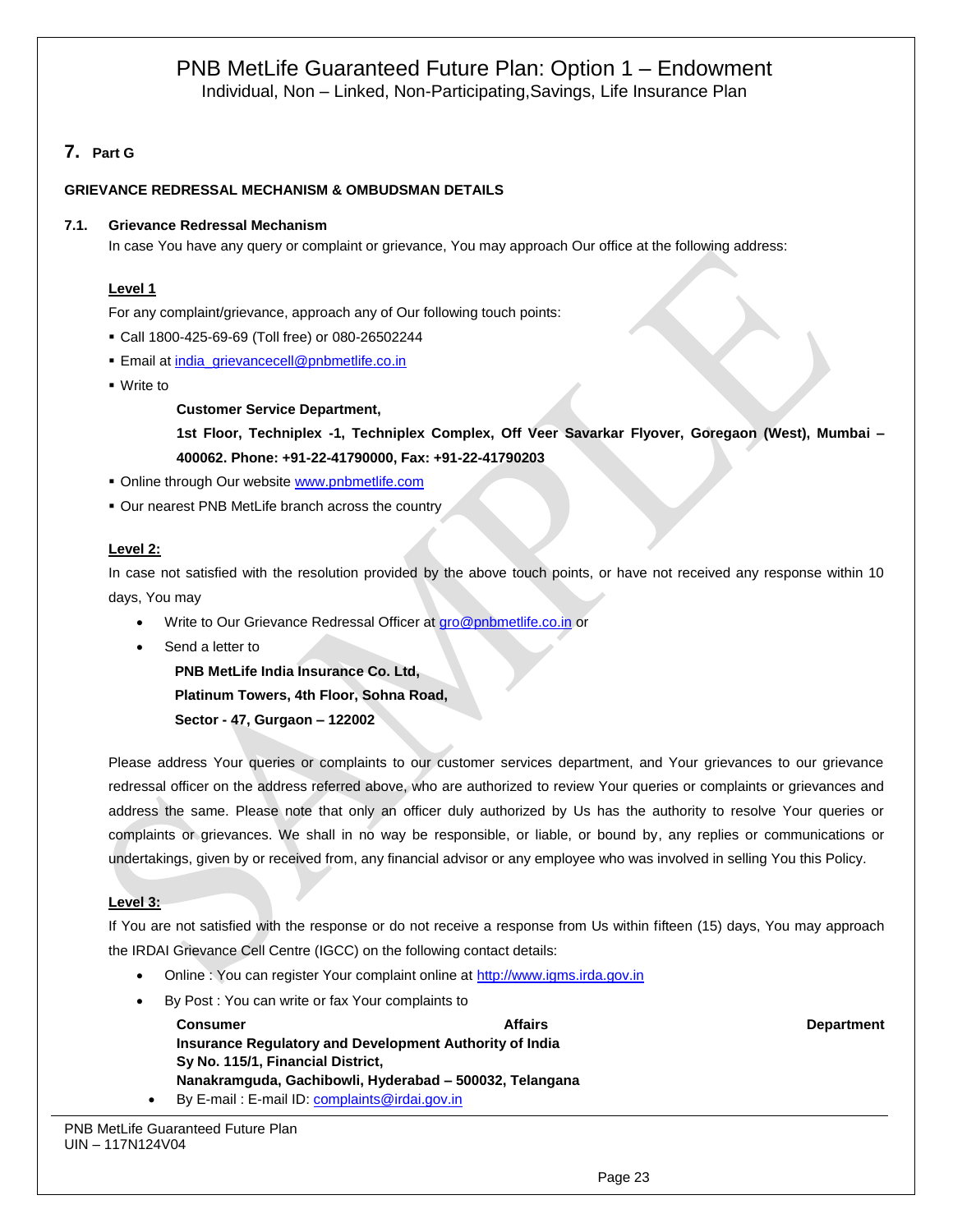## 7. Part G

**GRIEVANCE REDRESSAL MECHANISM & OMBUDSMAN DETAILS**

**7.1. Grievance Redressal Mechanism**

In case You have any query or complaint or grievance, You may approach Our office at the following address:

**Level 1**

For any complaint/grievance, approach any of Our following touch points:

- Call 1800-425-69-69 (Toll free) or 080-26502244
- Email at india_grievancecell@pnbmetlife.co.in
- Write to

  **Customer Service Department,**

  **1st Floor, Techniplex -1, Techniplex Complex, Off Veer Savarkar Flyover, Goregaon (West), Mumbai – 400062. Phone: +91-22-41790000, Fax: +91-22-41790203**

- Online through Our website www.pnbmetlife.com
- Our nearest PNB MetLife branch across the country

**Level 2:**

In case not satisfied with the resolution provided by the above touch points, or have not received any response within 10 days, You may

- Write to Our Grievance Redressal Officer at gro@pnbmetlife.co.in or
- Send a letter to

  **PNB MetLife India Insurance Co. Ltd,**

  **Platinum Towers, 4th Floor, Sohna Road,**

  **Sector - 47, Gurgaon – 122002**

Please address Your queries or complaints to our customer services department, and Your grievances to our grievance redressal officer on the address referred above, who are authorized to review Your queries or complaints or grievances and address the same. Please note that only an officer duly authorized by Us has the authority to resolve Your queries or complaints or grievances. We shall in no way be responsible, or liable, or bound by, any replies or communications or undertakings, given by or received from, any financial advisor or any employee who was involved in selling You this Policy.

**Level 3:**

If You are not satisfied with the response or do not receive a response from Us within fifteen (15) days, You may approach the IRDAI Grievance Cell Centre (IGCC) on the following contact details:

- Online : You can register Your complaint online at http://www.igms.irda.gov.in
- By Post : You can write or fax Your complaints to

  **Consumer Affairs Department**
  **Insurance Regulatory and Development Authority of India**
  **Sy No. 115/1, Financial District,**
  **Nanakramguda, Gachibowli, Hyderabad – 500032, Telangana**

- By E-mail : E-mail ID: complaints@irdai.gov.in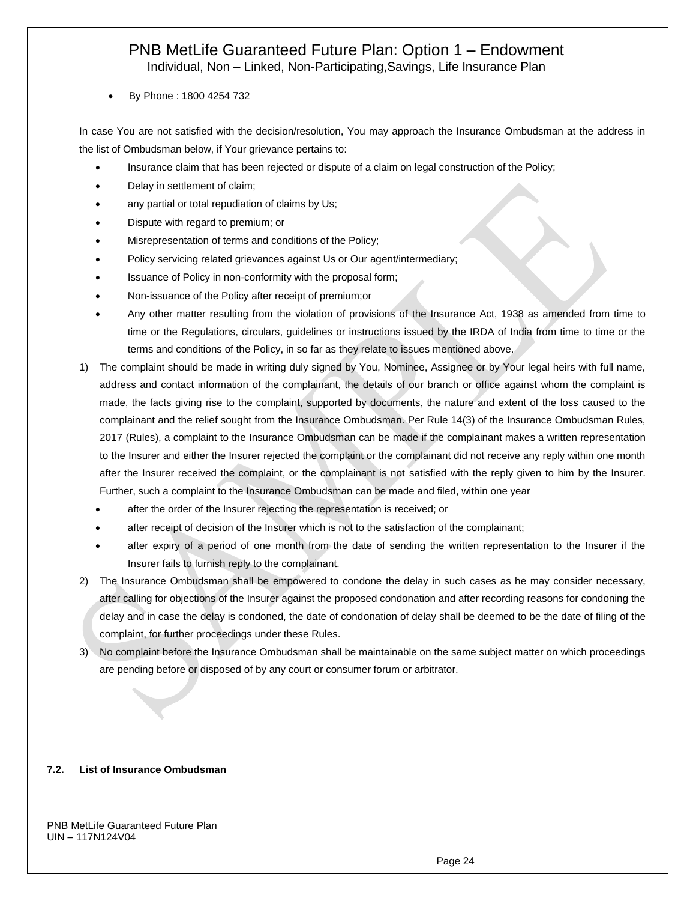- By Phone : 1800 4254 732

In case You are not satisfied with the decision/resolution, You may approach the Insurance Ombudsman at the address in the list of Ombudsman below, if Your grievance pertains to:

- Insurance claim that has been rejected or dispute of a claim on legal construction of the Policy;
- Delay in settlement of claim;
- any partial or total repudiation of claims by Us;
- Dispute with regard to premium; or
- Misrepresentation of terms and conditions of the Policy;
- Policy servicing related grievances against Us or Our agent/intermediary;
- Issuance of Policy in non-conformity with the proposal form;
- Non-issuance of the Policy after receipt of premium;or
- Any other matter resulting from the violation of provisions of the Insurance Act, 1938 as amended from time to time or the Regulations, circulars, guidelines or instructions issued by the IRDA of India from time to time or the terms and conditions of the Policy, in so far as they relate to issues mentioned above.

1) The complaint should be made in writing duly signed by You, Nominee, Assignee or by Your legal heirs with full name, address and contact information of the complainant, the details of our branch or office against whom the complaint is made, the facts giving rise to the complaint, supported by documents, the nature and extent of the loss caused to the complainant and the relief sought from the Insurance Ombudsman. Per Rule 14(3) of the Insurance Ombudsman Rules, 2017 (Rules), a complaint to the Insurance Ombudsman can be made if the complainant makes a written representation to the Insurer and either the Insurer rejected the complaint or the complainant did not receive any reply within one month after the Insurer received the complaint, or the complainant is not satisfied with the reply given to him by the Insurer. Further, such a complaint to the Insurance Ombudsman can be made and filed, within one year
   - after the order of the Insurer rejecting the representation is received; or
   - after receipt of decision of the Insurer which is not to the satisfaction of the complainant;
   - after expiry of a period of one month from the date of sending the written representation to the Insurer if the Insurer fails to furnish reply to the complainant.
2) The Insurance Ombudsman shall be empowered to condone the delay in such cases as he may consider necessary, after calling for objections of the Insurer against the proposed condonation and after recording reasons for condoning the delay and in case the delay is condoned, the date of condonation of delay shall be deemed to be the date of filing of the complaint, for further proceedings under these Rules.
3) No complaint before the Insurance Ombudsman shall be maintainable on the same subject matter on which proceedings are pending before or disposed of by any court or consumer forum or arbitrator.

### 7.2. List of Insurance Ombudsman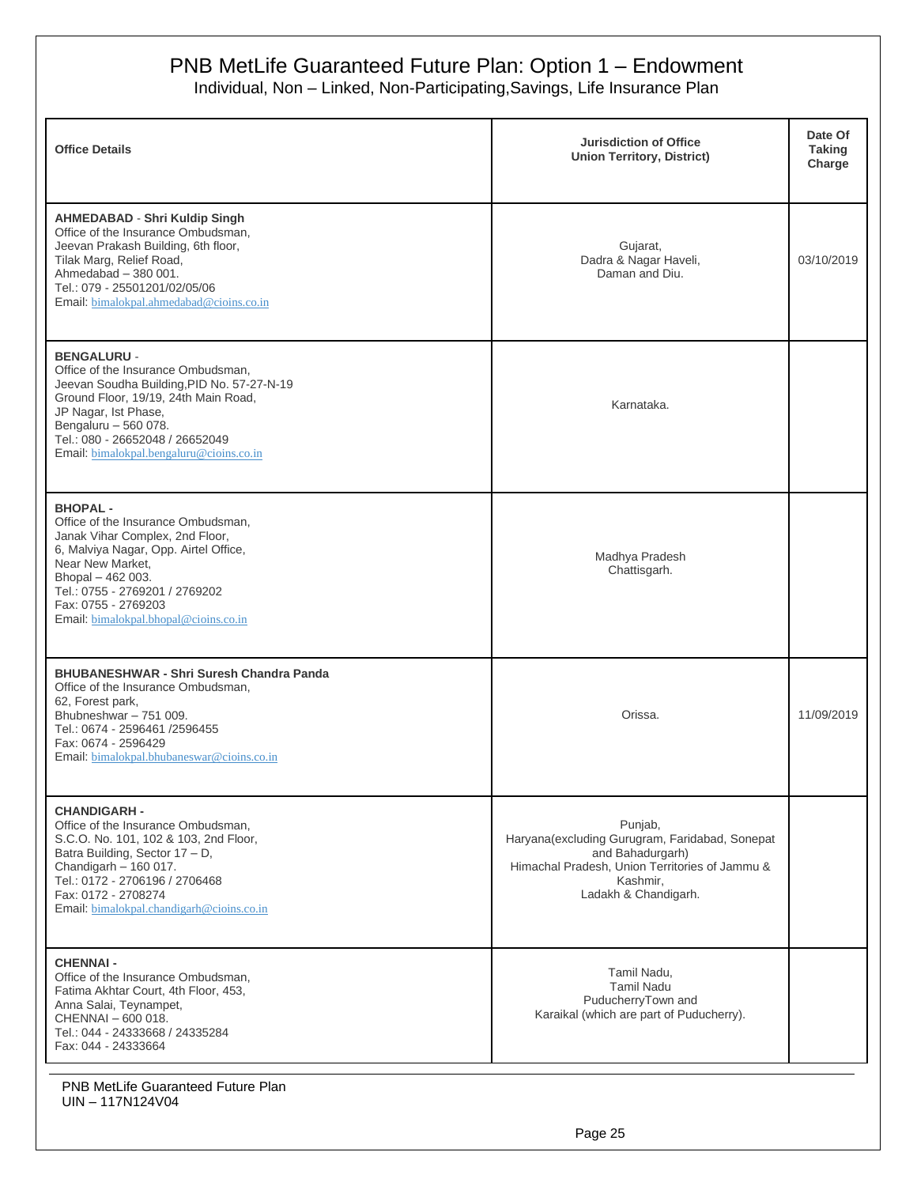# PNB MetLife Guaranteed Future Plan: Option 1 – Endowment

Individual, Non – Linked, Non-Participating,Savings, Life Insurance Plan

| Office Details | Jurisdiction of Office Union Territory, District) | Date Of Taking Charge |
|---|---|---|
| **AHMEDABAD** - **Shri Kuldip Singh**<br>Office of the Insurance Ombudsman,<br>Jeevan Prakash Building, 6th floor,<br>Tilak Marg, Relief Road,<br>Ahmedabad – 380 001.<br>Tel.: 079 - 25501201/02/05/06<br>Email: bimalokpal.ahmedabad@cioins.co.in | Gujarat,<br>Dadra & Nagar Haveli,<br>Daman and Diu. | 03/10/2019 |
| **BENGALURU** -<br>Office of the Insurance Ombudsman,<br>Jeevan Soudha Building,PID No. 57-27-N-19<br>Ground Floor, 19/19, 24th Main Road,<br>JP Nagar, Ist Phase,<br>Bengaluru – 560 078.<br>Tel.: 080 - 26652048 / 26652049<br>Email: bimalokpal.bengaluru@cioins.co.in | Karnataka. | |
| **BHOPAL** -<br>Office of the Insurance Ombudsman,<br>Janak Vihar Complex, 2nd Floor,<br>6, Malviya Nagar, Opp. Airtel Office,<br>Near New Market,<br>Bhopal – 462 003.<br>Tel.: 0755 - 2769201 / 2769202<br>Fax: 0755 - 2769203<br>Email: bimalokpal.bhopal@cioins.co.in | Madhya Pradesh<br>Chattisgarh. | |
| **BHUBANESHWAR - Shri Suresh Chandra Panda**<br>Office of the Insurance Ombudsman,<br>62, Forest park,<br>Bhubneshwar – 751 009.<br>Tel.: 0674 - 2596461 /2596455<br>Fax: 0674 - 2596429<br>Email: bimalokpal.bhubaneswar@cioins.co.in | Orissa. | 11/09/2019 |
| **CHANDIGARH** -<br>Office of the Insurance Ombudsman,<br>S.C.O. No. 101, 102 & 103, 2nd Floor,<br>Batra Building, Sector 17 – D,<br>Chandigarh – 160 017.<br>Tel.: 0172 - 2706196 / 2706468<br>Fax: 0172 - 2708274<br>Email: bimalokpal.chandigarh@cioins.co.in | Punjab,<br>Haryana(excluding Gurugram, Faridabad, Sonepat and Bahadurgarh)<br>Himachal Pradesh, Union Territories of Jammu & Kashmir,<br>Ladakh & Chandigarh. | |
| **CHENNAI** -<br>Office of the Insurance Ombudsman,<br>Fatima Akhtar Court, 4th Floor, 453,<br>Anna Salai, Teynampet,<br>CHENNAI – 600 018.<br>Tel.: 044 - 24333668 / 24335284<br>Fax: 044 - 24333664 | Tamil Nadu,<br>Tamil Nadu<br>PuducherryTown and<br>Karaikal (which are part of Puducherry). | |

PNB MetLife Guaranteed Future Plan
UIN – 117N124V04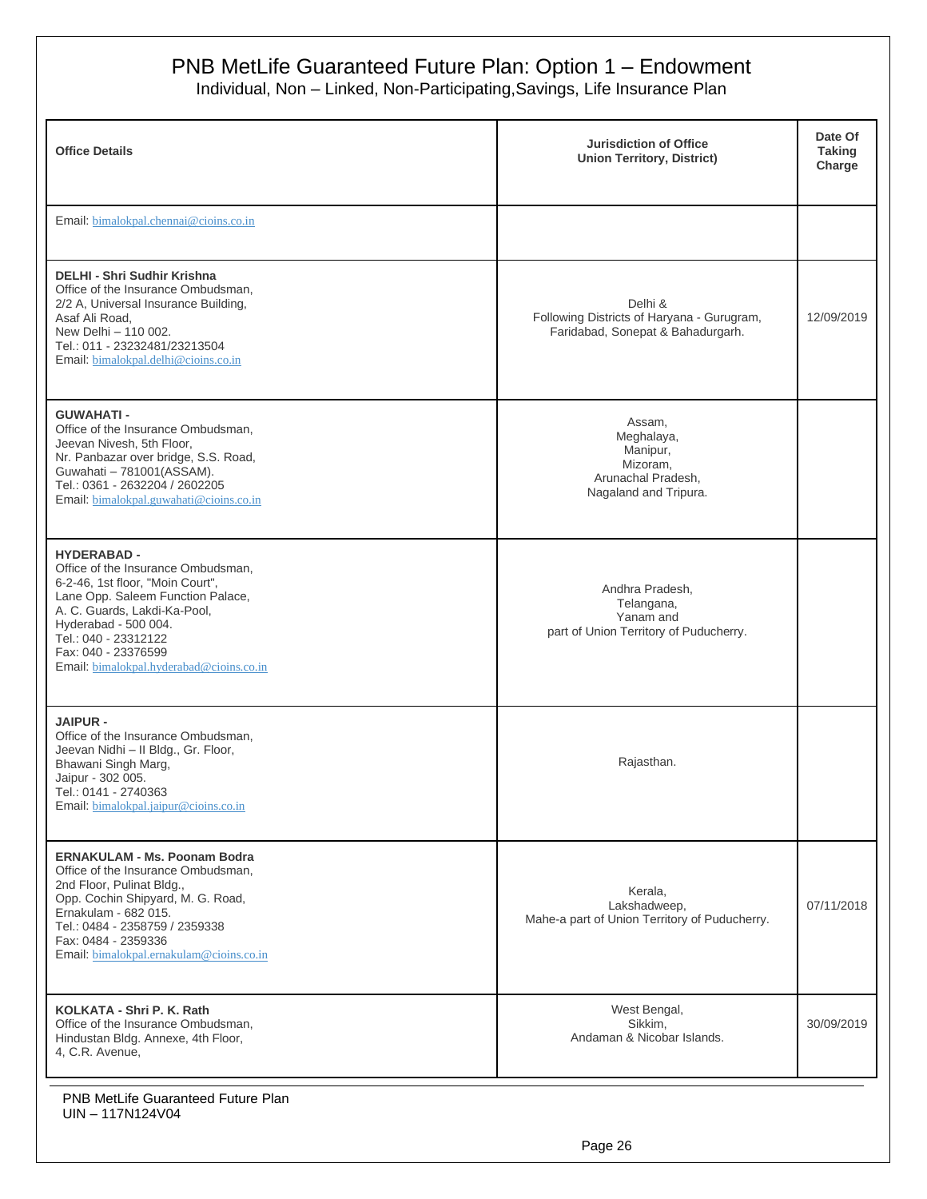# PNB MetLife Guaranteed Future Plan: Option 1 – Endowment

Individual, Non – Linked, Non-Participating,Savings, Life Insurance Plan

| Office Details | Jurisdiction of Office Union Territory, District) | Date Of Taking Charge |
|---|---|---|
| Email: bimalokpal.chennai@cioins.co.in | | |
| **DELHI - Shri Sudhir Krishna**<br>Office of the Insurance Ombudsman,<br>2/2 A, Universal Insurance Building,<br>Asaf Ali Road,<br>New Delhi – 110 002.<br>Tel.: 011 - 23232481/23213504<br>Email: bimalokpal.delhi@cioins.co.in | Delhi &<br>Following Districts of Haryana - Gurugram, Faridabad, Sonepat & Bahadurgarh. | 12/09/2019 |
| **GUWAHATI -**<br>Office of the Insurance Ombudsman,<br>Jeevan Nivesh, 5th Floor,<br>Nr. Panbazar over bridge, S.S. Road,<br>Guwahati – 781001(ASSAM).<br>Tel.: 0361 - 2632204 / 2602205<br>Email: bimalokpal.guwahati@cioins.co.in | Assam,<br>Meghalaya,<br>Manipur,<br>Mizoram,<br>Arunachal Pradesh,<br>Nagaland and Tripura. | |
| **HYDERABAD -**<br>Office of the Insurance Ombudsman,<br>6-2-46, 1st floor, "Moin Court",<br>Lane Opp. Saleem Function Palace,<br>A. C. Guards, Lakdi-Ka-Pool,<br>Hyderabad - 500 004.<br>Tel.: 040 - 23312122<br>Fax: 040 - 23376599<br>Email: bimalokpal.hyderabad@cioins.co.in | Andhra Pradesh,<br>Telangana,<br>Yanam and<br>part of Union Territory of Puducherry. | |
| **JAIPUR -**<br>Office of the Insurance Ombudsman,<br>Jeevan Nidhi – II Bldg., Gr. Floor,<br>Bhawani Singh Marg,<br>Jaipur - 302 005.<br>Tel.: 0141 - 2740363<br>Email: bimalokpal.jaipur@cioins.co.in | Rajasthan. | |
| **ERNAKULAM - Ms. Poonam Bodra**<br>Office of the Insurance Ombudsman,<br>2nd Floor, Pulinat Bldg.,<br>Opp. Cochin Shipyard, M. G. Road,<br>Ernakulam - 682 015.<br>Tel.: 0484 - 2358759 / 2359338<br>Fax: 0484 - 2359336<br>Email: bimalokpal.ernakulam@cioins.co.in | Kerala,<br>Lakshadweep,<br>Mahe-a part of Union Territory of Puducherry. | 07/11/2018 |
| **KOLKATA - Shri P. K. Rath**<br>Office of the Insurance Ombudsman,<br>Hindustan Bldg. Annexe, 4th Floor,<br>4, C.R. Avenue, | West Bengal,<br>Sikkim,<br>Andaman & Nicobar Islands. | 30/09/2019 |

PNB MetLife Guaranteed Future Plan
UIN – 117N124V04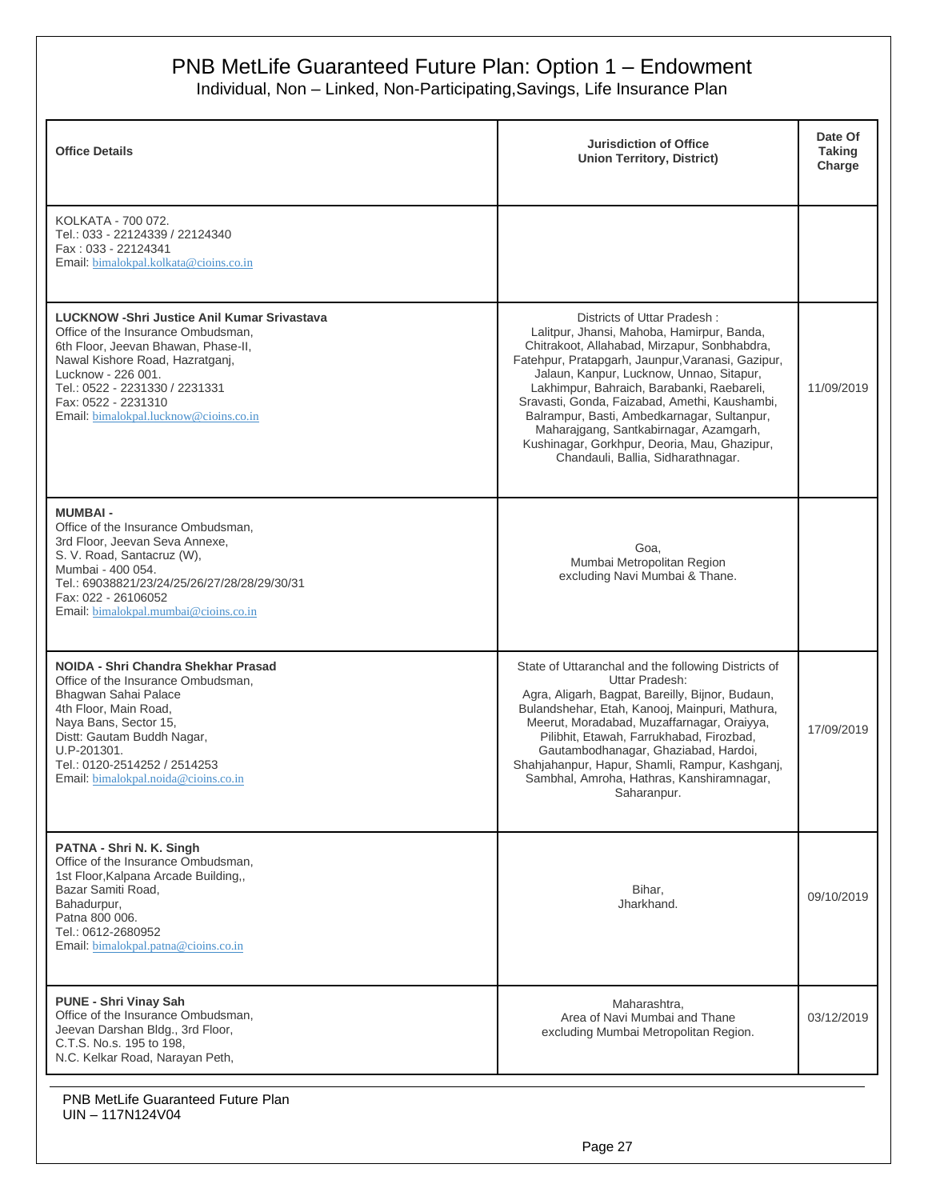# PNB MetLife Guaranteed Future Plan: Option 1 – Endowment

Individual, Non – Linked, Non-Participating,Savings, Life Insurance Plan

| Office Details | Jurisdiction of Office Union Territory, District) | Date Of Taking Charge |
|---|---|---|
| KOLKATA - 700 072.<br>Tel.: 033 - 22124339 / 22124340<br>Fax : 033 - 22124341<br>Email: bimalokpal.kolkata@cioins.co.in | | |
| **LUCKNOW -Shri Justice Anil Kumar Srivastava**<br>Office of the Insurance Ombudsman,<br>6th Floor, Jeevan Bhawan, Phase-II,<br>Nawal Kishore Road, Hazratganj,<br>Lucknow - 226 001.<br>Tel.: 0522 - 2231330 / 2231331<br>Fax: 0522 - 2231310<br>Email: bimalokpal.lucknow@cioins.co.in | Districts of Uttar Pradesh :<br>Lalitpur, Jhansi, Mahoba, Hamirpur, Banda, Chitrakoot, Allahabad, Mirzapur, Sonbhabdra, Fatehpur, Pratapgarh, Jaunpur,Varanasi, Gazipur, Jalaun, Kanpur, Lucknow, Unnao, Sitapur, Lakhimpur, Bahraich, Barabanki, Raebareli, Sravasti, Gonda, Faizabad, Amethi, Kaushambi, Balrampur, Basti, Ambedkarnagar, Sultanpur, Maharajgang, Santkabirnagar, Azamgarh, Kushinagar, Gorkhpur, Deoria, Mau, Ghazipur, Chandauli, Ballia, Sidharathnagar. | 11/09/2019 |
| **MUMBAI -**<br>Office of the Insurance Ombudsman,<br>3rd Floor, Jeevan Seva Annexe,<br>S. V. Road, Santacruz (W),<br>Mumbai - 400 054.<br>Tel.: 69038821/23/24/25/26/27/28/28/29/30/31<br>Fax: 022 - 26106052<br>Email: bimalokpal.mumbai@cioins.co.in | Goa,<br>Mumbai Metropolitan Region excluding Navi Mumbai & Thane. | |
| **NOIDA - Shri Chandra Shekhar Prasad**<br>Office of the Insurance Ombudsman,<br>Bhagwan Sahai Palace<br>4th Floor, Main Road,<br>Naya Bans, Sector 15,<br>Distt: Gautam Buddh Nagar,<br>U.P-201301.<br>Tel.: 0120-2514252 / 2514253<br>Email: bimalokpal.noida@cioins.co.in | State of Uttaranchal and the following Districts of Uttar Pradesh:<br>Agra, Aligarh, Bagpat, Bareilly, Bijnor, Budaun, Bulandshehar, Etah, Kanooj, Mainpuri, Mathura, Meerut, Moradabad, Muzaffarnagar, Oraiyya, Pilibhit, Etawah, Farrukhabad, Firozbad, Gautambodhanagar, Ghaziabad, Hardoi, Shahjahanpur, Hapur, Shamli, Rampur, Kashganj, Sambhal, Amroha, Hathras, Kanshiramnagar, Saharanpur. | 17/09/2019 |
| **PATNA - Shri N. K. Singh**<br>Office of the Insurance Ombudsman,<br>1st Floor,Kalpana Arcade Building,,<br>Bazar Samiti Road,<br>Bahadurpur,<br>Patna 800 006.<br>Tel.: 0612-2680952<br>Email: bimalokpal.patna@cioins.co.in | Bihar,<br>Jharkhand. | 09/10/2019 |
| **PUNE - Shri Vinay Sah**<br>Office of the Insurance Ombudsman,<br>Jeevan Darshan Bldg., 3rd Floor,<br>C.T.S. No.s. 195 to 198,<br>N.C. Kelkar Road, Narayan Peth, | Maharashtra,<br>Area of Navi Mumbai and Thane excluding Mumbai Metropolitan Region. | 03/12/2019 |

PNB MetLife Guaranteed Future Plan
UIN – 117N124V04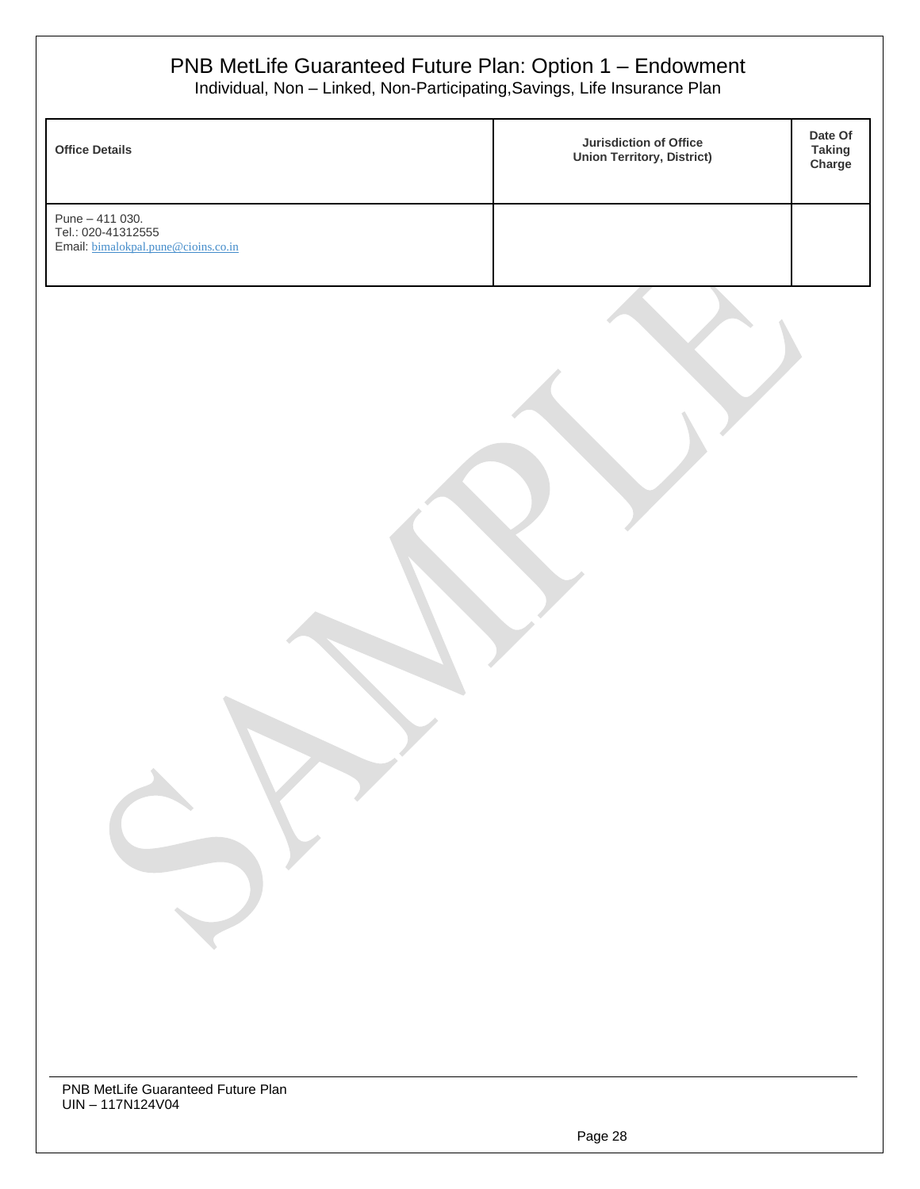| Office Details | Jurisdiction of Office Union Territory, District) | Date Of Taking Charge |
|---|---|---|
| Pune – 411 030.<br>Tel.: 020-41312555<br>Email: bimalokpal.pune@cioins.co.in | | |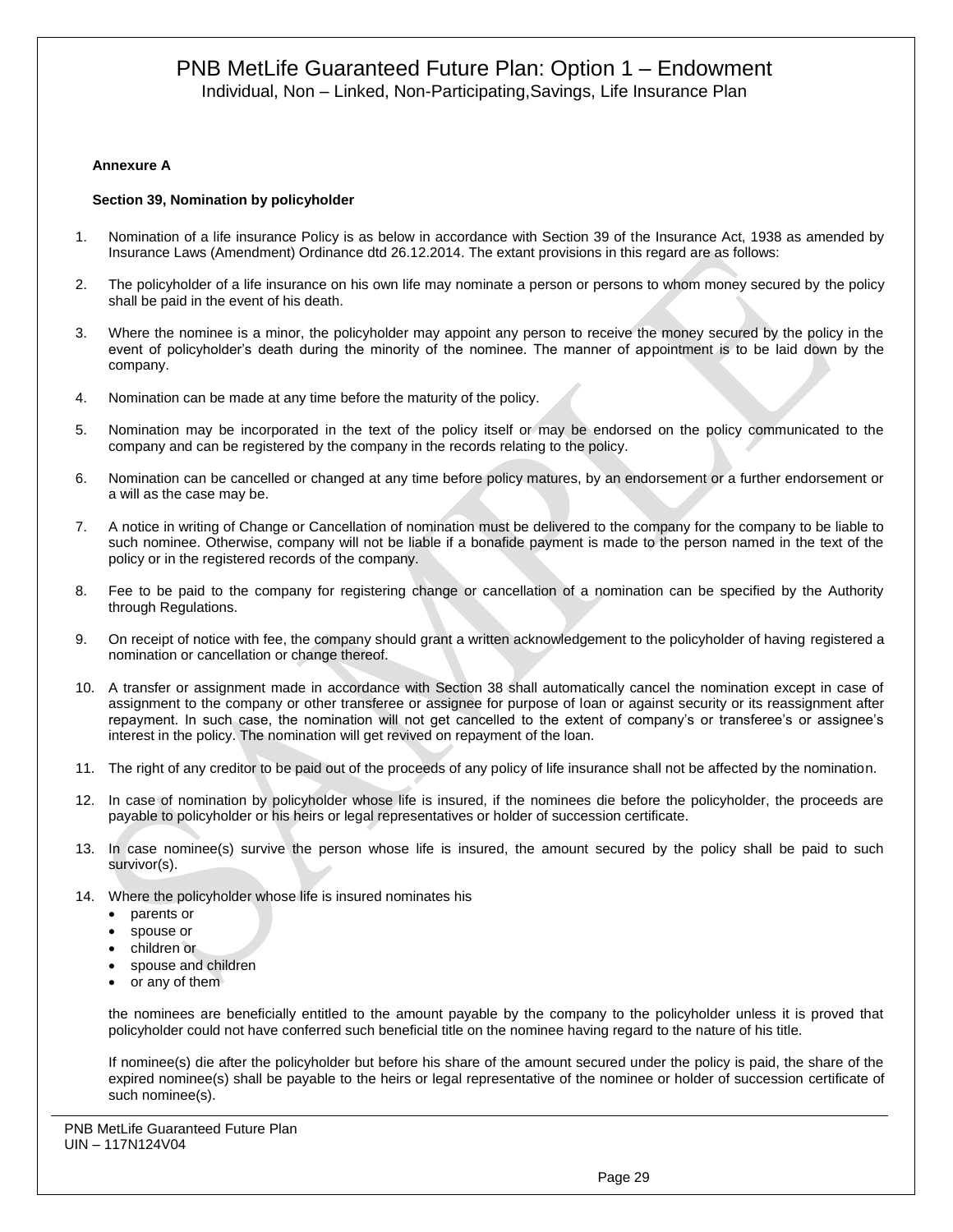# PNB MetLife Guaranteed Future Plan: Option 1 – Endowment

Individual, Non – Linked, Non-Participating,Savings, Life Insurance Plan

**Annexure A**

**Section 39, Nomination by policyholder**

1. Nomination of a life insurance Policy is as below in accordance with Section 39 of the Insurance Act, 1938 as amended by Insurance Laws (Amendment) Ordinance dtd 26.12.2014. The extant provisions in this regard are as follows:
2. The policyholder of a life insurance on his own life may nominate a person or persons to whom money secured by the policy shall be paid in the event of his death.
3. Where the nominee is a minor, the policyholder may appoint any person to receive the money secured by the policy in the event of policyholder's death during the minority of the nominee. The manner of appointment is to be laid down by the company.
4. Nomination can be made at any time before the maturity of the policy.
5. Nomination may be incorporated in the text of the policy itself or may be endorsed on the policy communicated to the company and can be registered by the company in the records relating to the policy.
6. Nomination can be cancelled or changed at any time before policy matures, by an endorsement or a further endorsement or a will as the case may be.
7. A notice in writing of Change or Cancellation of nomination must be delivered to the company for the company to be liable to such nominee. Otherwise, company will not be liable if a bonafide payment is made to the person named in the text of the policy or in the registered records of the company.
8. Fee to be paid to the company for registering change or cancellation of a nomination can be specified by the Authority through Regulations.
9. On receipt of notice with fee, the company should grant a written acknowledgement to the policyholder of having registered a nomination or cancellation or change thereof.
10. A transfer or assignment made in accordance with Section 38 shall automatically cancel the nomination except in case of assignment to the company or other transferee or assignee for purpose of loan or against security or its reassignment after repayment. In such case, the nomination will not get cancelled to the extent of company's or transferee's or assignee's interest in the policy. The nomination will get revived on repayment of the loan.
11. The right of any creditor to be paid out of the proceeds of any policy of life insurance shall not be affected by the nomination.
12. In case of nomination by policyholder whose life is insured, if the nominees die before the policyholder, the proceeds are payable to policyholder or his heirs or legal representatives or holder of succession certificate.
13. In case nominee(s) survive the person whose life is insured, the amount secured by the policy shall be paid to such survivor(s).
14. Where the policyholder whose life is insured nominates his
    - parents or
    - spouse or
    - children or
    - spouse and children
    - or any of them

    the nominees are beneficially entitled to the amount payable by the company to the policyholder unless it is proved that policyholder could not have conferred such beneficial title on the nominee having regard to the nature of his title.

    If nominee(s) die after the policyholder but before his share of the amount secured under the policy is paid, the share of the expired nominee(s) shall be payable to the heirs or legal representative of the nominee or holder of succession certificate of such nominee(s).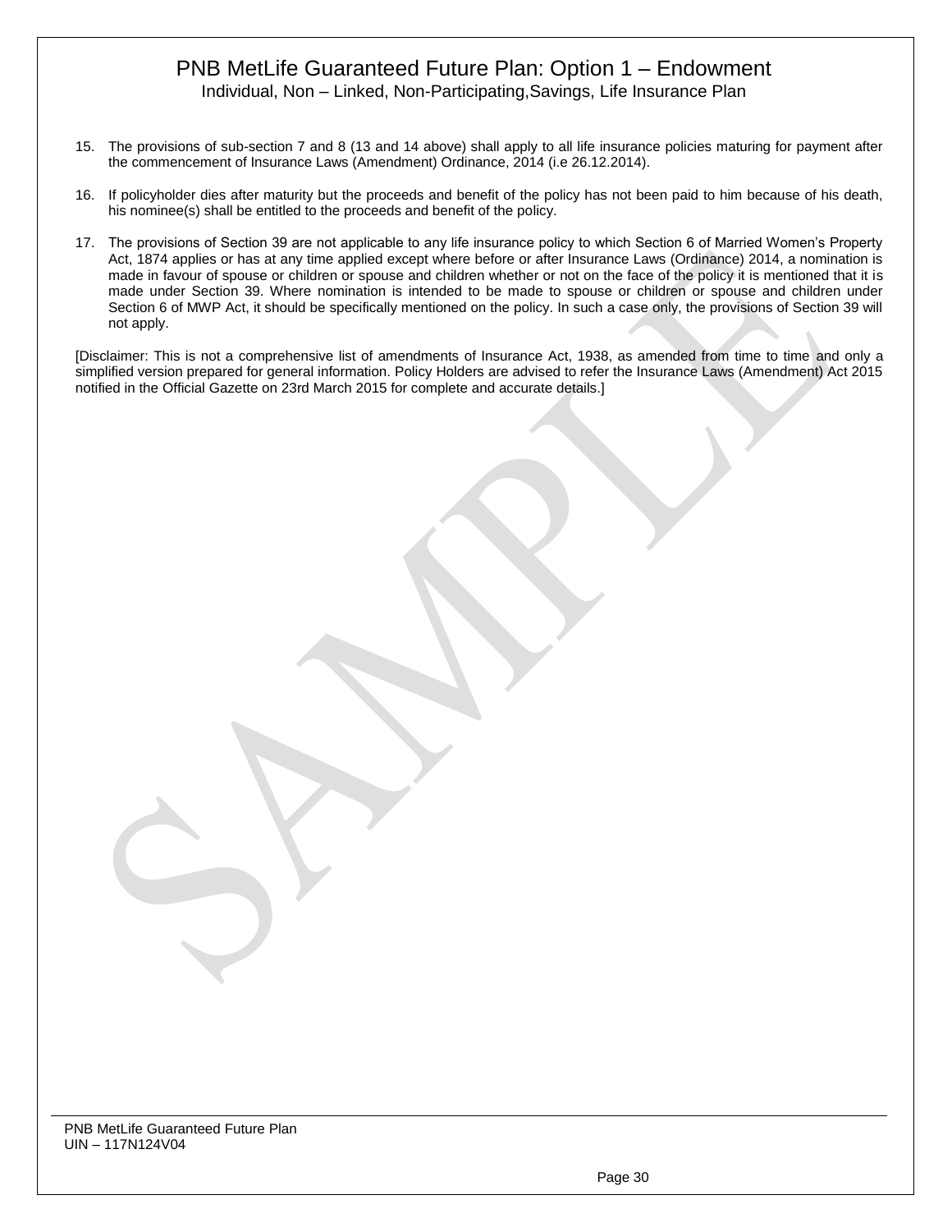15. The provisions of sub-section 7 and 8 (13 and 14 above) shall apply to all life insurance policies maturing for payment after the commencement of Insurance Laws (Amendment) Ordinance, 2014 (i.e 26.12.2014).

16. If policyholder dies after maturity but the proceeds and benefit of the policy has not been paid to him because of his death, his nominee(s) shall be entitled to the proceeds and benefit of the policy.

17. The provisions of Section 39 are not applicable to any life insurance policy to which Section 6 of Married Women's Property Act, 1874 applies or has at any time applied except where before or after Insurance Laws (Ordinance) 2014, a nomination is made in favour of spouse or children or spouse and children whether or not on the face of the policy it is mentioned that it is made under Section 39. Where nomination is intended to be made to spouse or children or spouse and children under Section 6 of MWP Act, it should be specifically mentioned on the policy. In such a case only, the provisions of Section 39 will not apply.

[Disclaimer: This is not a comprehensive list of amendments of Insurance Act, 1938, as amended from time to time and only a simplified version prepared for general information. Policy Holders are advised to refer the Insurance Laws (Amendment) Act 2015 notified in the Official Gazette on 23rd March 2015 for complete and accurate details.]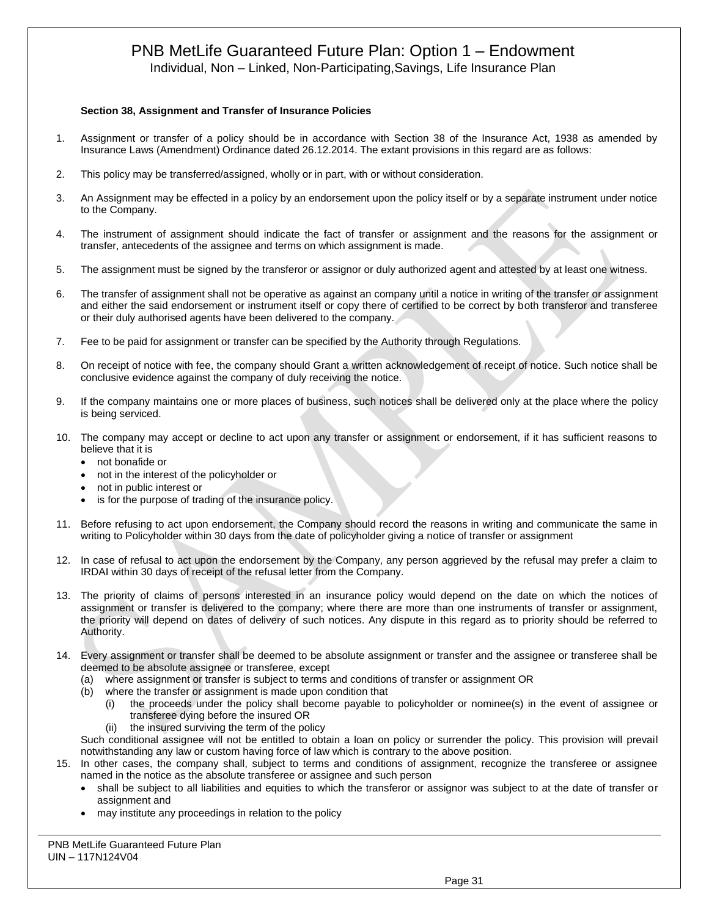**Section 38, Assignment and Transfer of Insurance Policies**

1. Assignment or transfer of a policy should be in accordance with Section 38 of the Insurance Act, 1938 as amended by Insurance Laws (Amendment) Ordinance dated 26.12.2014. The extant provisions in this regard are as follows:

2. This policy may be transferred/assigned, wholly or in part, with or without consideration.

3. An Assignment may be effected in a policy by an endorsement upon the policy itself or by a separate instrument under notice to the Company.

4. The instrument of assignment should indicate the fact of transfer or assignment and the reasons for the assignment or transfer, antecedents of the assignee and terms on which assignment is made.

5. The assignment must be signed by the transferor or assignor or duly authorized agent and attested by at least one witness.

6. The transfer of assignment shall not be operative as against an company until a notice in writing of the transfer or assignment and either the said endorsement or instrument itself or copy there of certified to be correct by both transferor and transferee or their duly authorised agents have been delivered to the company.

7. Fee to be paid for assignment or transfer can be specified by the Authority through Regulations.

8. On receipt of notice with fee, the company should Grant a written acknowledgement of receipt of notice. Such notice shall be conclusive evidence against the company of duly receiving the notice.

9. If the company maintains one or more places of business, such notices shall be delivered only at the place where the policy is being serviced.

10. The company may accept or decline to act upon any transfer or assignment or endorsement, if it has sufficient reasons to believe that it is
    - not bonafide or
    - not in the interest of the policyholder or
    - not in public interest or
    - is for the purpose of trading of the insurance policy.

11. Before refusing to act upon endorsement, the Company should record the reasons in writing and communicate the same in writing to Policyholder within 30 days from the date of policyholder giving a notice of transfer or assignment

12. In case of refusal to act upon the endorsement by the Company, any person aggrieved by the refusal may prefer a claim to IRDAI within 30 days of receipt of the refusal letter from the Company.

13. The priority of claims of persons interested in an insurance policy would depend on the date on which the notices of assignment or transfer is delivered to the company; where there are more than one instruments of transfer or assignment, the priority will depend on dates of delivery of such notices. Any dispute in this regard as to priority should be referred to Authority.

14. Every assignment or transfer shall be deemed to be absolute assignment or transfer and the assignee or transferee shall be deemed to be absolute assignee or transferee, except
    (a) where assignment or transfer is subject to terms and conditions of transfer or assignment OR
    (b) where the transfer or assignment is made upon condition that
        (i) the proceeds under the policy shall become payable to policyholder or nominee(s) in the event of assignee or transferee dying before the insured OR
        (ii) the insured surviving the term of the policy

    Such conditional assignee will not be entitled to obtain a loan on policy or surrender the policy. This provision will prevail notwithstanding any law or custom having force of law which is contrary to the above position.

15. In other cases, the company shall, subject to terms and conditions of assignment, recognize the transferee or assignee named in the notice as the absolute transferee or assignee and such person
    - shall be subject to all liabilities and equities to which the transferor or assignor was subject to at the date of transfer or assignment and
    - may institute any proceedings in relation to the policy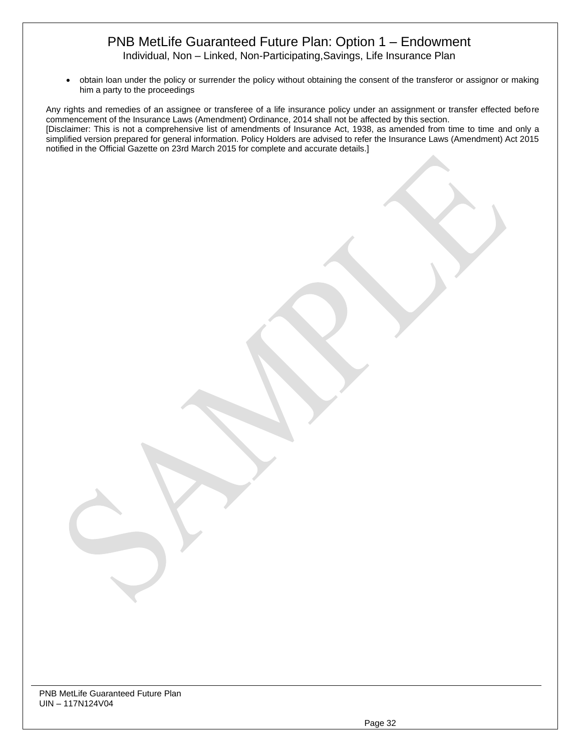- obtain loan under the policy or surrender the policy without obtaining the consent of the transferor or assignor or making him a party to the proceedings

Any rights and remedies of an assignee or transferee of a life insurance policy under an assignment or transfer effected before commencement of the Insurance Laws (Amendment) Ordinance, 2014 shall not be affected by this section.

[Disclaimer: This is not a comprehensive list of amendments of Insurance Act, 1938, as amended from time to time and only a simplified version prepared for general information. Policy Holders are advised to refer the Insurance Laws (Amendment) Act 2015 notified in the Official Gazette on 23rd March 2015 for complete and accurate details.]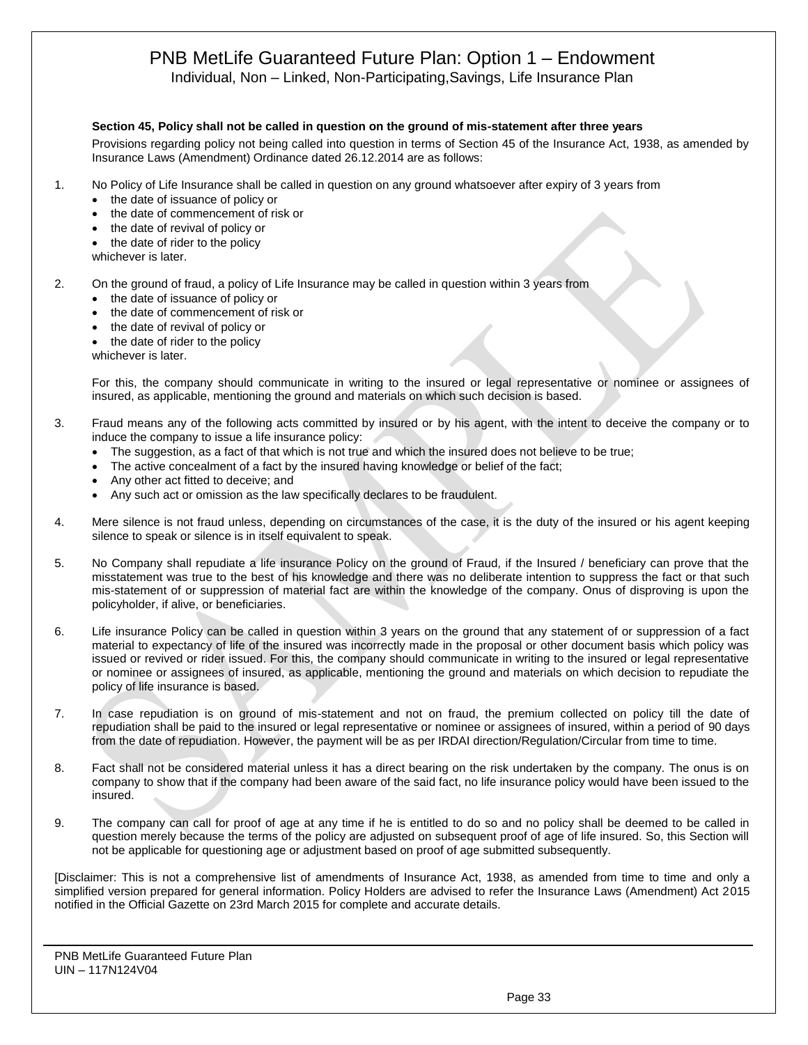**Section 45, Policy shall not be called in question on the ground of mis-statement after three years**

Provisions regarding policy not being called into question in terms of Section 45 of the Insurance Act, 1938, as amended by Insurance Laws (Amendment) Ordinance dated 26.12.2014 are as follows:

1. No Policy of Life Insurance shall be called in question on any ground whatsoever after expiry of 3 years from
   - the date of issuance of policy or
   - the date of commencement of risk or
   - the date of revival of policy or
   - the date of rider to the policy

   whichever is later.

2. On the ground of fraud, a policy of Life Insurance may be called in question within 3 years from
   - the date of issuance of policy or
   - the date of commencement of risk or
   - the date of revival of policy or
   - the date of rider to the policy

   whichever is later.

   For this, the company should communicate in writing to the insured or legal representative or nominee or assignees of insured, as applicable, mentioning the ground and materials on which such decision is based.

3. Fraud means any of the following acts committed by insured or by his agent, with the intent to deceive the company or to induce the company to issue a life insurance policy:
   - The suggestion, as a fact of that which is not true and which the insured does not believe to be true;
   - The active concealment of a fact by the insured having knowledge or belief of the fact;
   - Any other act fitted to deceive; and
   - Any such act or omission as the law specifically declares to be fraudulent.

4. Mere silence is not fraud unless, depending on circumstances of the case, it is the duty of the insured or his agent keeping silence to speak or silence is in itself equivalent to speak.

5. No Company shall repudiate a life insurance Policy on the ground of Fraud, if the Insured / beneficiary can prove that the misstatement was true to the best of his knowledge and there was no deliberate intention to suppress the fact or that such mis-statement of or suppression of material fact are within the knowledge of the company. Onus of disproving is upon the policyholder, if alive, or beneficiaries.

6. Life insurance Policy can be called in question within 3 years on the ground that any statement of or suppression of a fact material to expectancy of life of the insured was incorrectly made in the proposal or other document basis which policy was issued or revived or rider issued. For this, the company should communicate in writing to the insured or legal representative or nominee or assignees of insured, as applicable, mentioning the ground and materials on which decision to repudiate the policy of life insurance is based.

7. In case repudiation is on ground of mis-statement and not on fraud, the premium collected on policy till the date of repudiation shall be paid to the insured or legal representative or nominee or assignees of insured, within a period of 90 days from the date of repudiation. However, the payment will be as per IRDAI direction/Regulation/Circular from time to time.

8. Fact shall not be considered material unless it has a direct bearing on the risk undertaken by the company. The onus is on company to show that if the company had been aware of the said fact, no life insurance policy would have been issued to the insured.

9. The company can call for proof of age at any time if he is entitled to do so and no policy shall be deemed to be called in question merely because the terms of the policy are adjusted on subsequent proof of age of life insured. So, this Section will not be applicable for questioning age or adjustment based on proof of age submitted subsequently.

[Disclaimer: This is not a comprehensive list of amendments of Insurance Act, 1938, as amended from time to time and only a simplified version prepared for general information. Policy Holders are advised to refer the Insurance Laws (Amendment) Act 2015 notified in the Official Gazette on 23rd March 2015 for complete and accurate details.